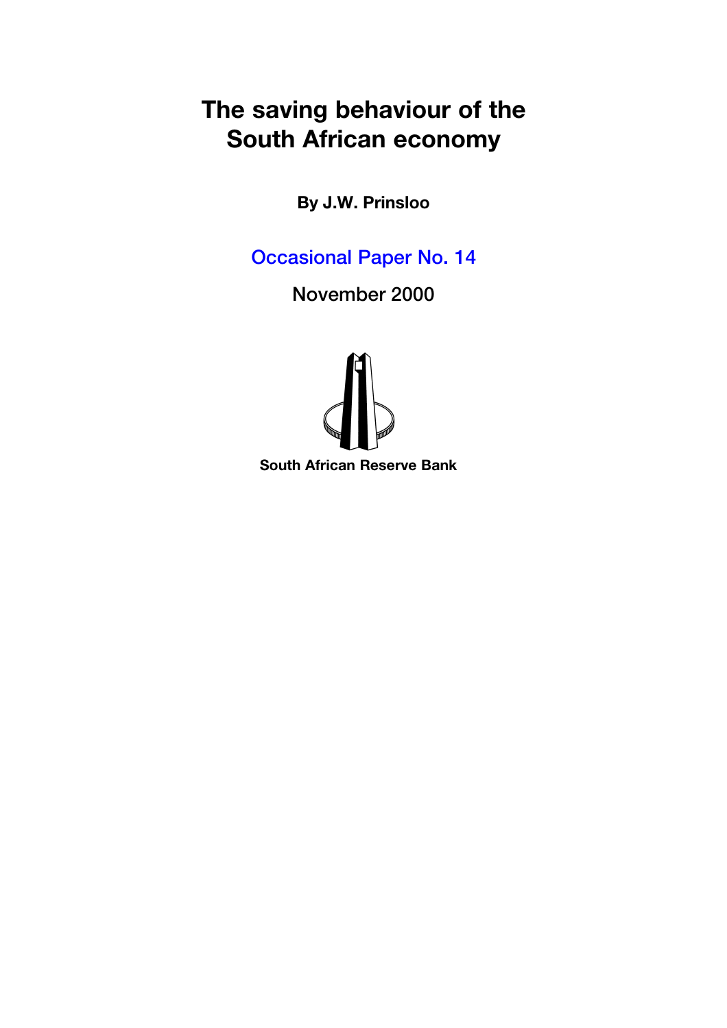# The saving behaviour of the South African economy

**By J.W. Prinsloo**

Occasional Paper No. 14

November 2000

**South African Reserve Bank**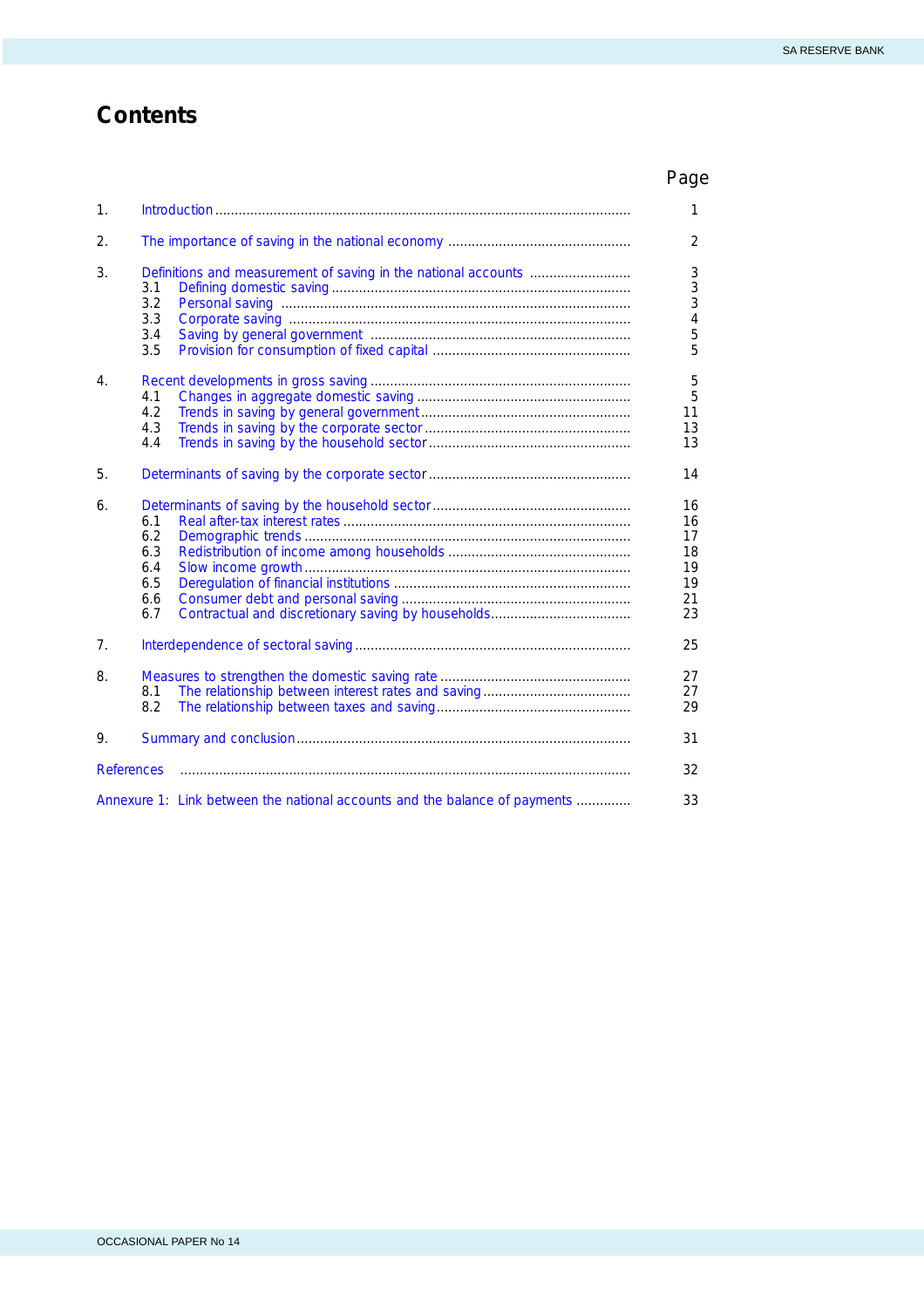# Contents

| | | Page |
|---|---|---|
| 1. | Introduction | 1 |
| 2. | The importance of saving in the national economy | 2 |
| 3. | Definitions and measurement of saving in the national accounts | 3 |
| | 3.1 Defining domestic saving | 3 |
| | 3.2 Personal saving | 3 |
| | 3.3 Corporate saving | 4 |
| | 3.4 Saving by general government | 5 |
| | 3.5 Provision for consumption of fixed capital | 5 |
| 4. | Recent developments in gross saving | 5 |
| | 4.1 Changes in aggregate domestic saving | 5 |
| | 4.2 Trends in saving by general government | 11 |
| | 4.3 Trends in saving by the corporate sector | 13 |
| | 4.4 Trends in saving by the household sector | 13 |
| 5. | Determinants of saving by the corporate sector | 14 |
| 6. | Determinants of saving by the household sector | 16 |
| | 6.1 Real after-tax interest rates | 16 |
| | 6.2 Demographic trends | 17 |
| | 6.3 Redistribution of income among households | 18 |
| | 6.4 Slow income growth | 19 |
| | 6.5 Deregulation of financial institutions | 19 |
| | 6.6 Consumer debt and personal saving | 21 |
| | 6.7 Contractual and discretionary saving by households | 23 |
| 7. | Interdependence of sectoral saving | 25 |
| 8. | Measures to strengthen the domestic saving rate | 27 |
| | 8.1 The relationship between interest rates and saving | 27 |
| | 8.2 The relationship between taxes and saving | 29 |
| 9. | Summary and conclusion | 31 |
| References | | 32 |
| Annexure 1: Link between the national accounts and the balance of payments | | 33 |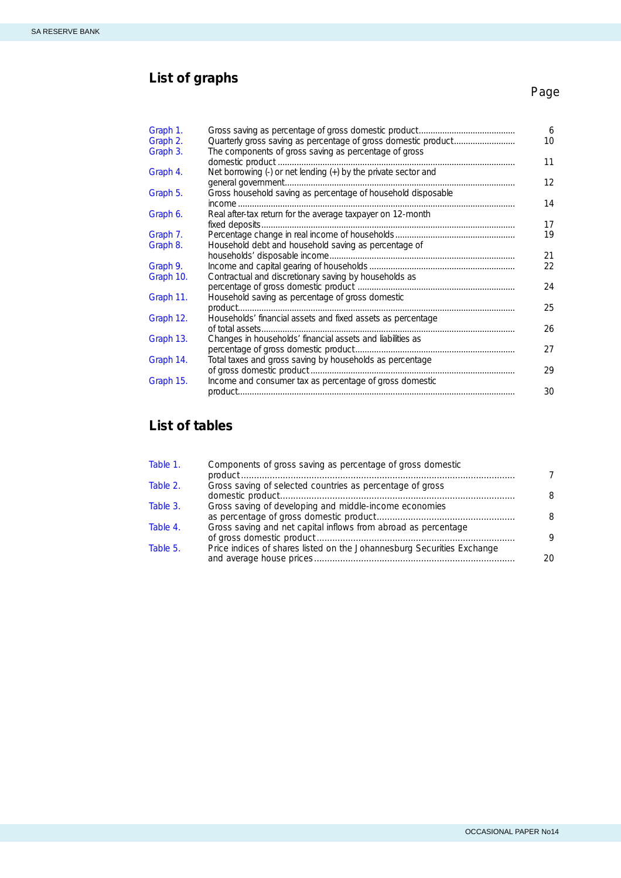## List of graphs

| | | Page |
|---|---|---|
| Graph 1. | Gross saving as percentage of gross domestic product | 6 |
| Graph 2. | Quarterly gross saving as percentage of gross domestic product | 10 |
| Graph 3. | The components of gross saving as percentage of gross domestic product | 11 |
| Graph 4. | Net borrowing (-) or net lending (+) by the private sector and general government | 12 |
| Graph 5. | Gross household saving as percentage of household disposable income | 14 |
| Graph 6. | Real after-tax return for the average taxpayer on 12-month fixed deposits | 17 |
| Graph 7. | Percentage change in real income of households | 19 |
| Graph 8. | Household debt and household saving as percentage of households' disposable income | 21 |
| Graph 9. | Income and capital gearing of households | 22 |
| Graph 10. | Contractual and discretionary saving by households as percentage of gross domestic product | 24 |
| Graph 11. | Household saving as percentage of gross domestic product | 25 |
| Graph 12. | Households' financial assets and fixed assets as percentage of total assets | 26 |
| Graph 13. | Changes in households' financial assets and liabilities as percentage of gross domestic product | 27 |
| Graph 14. | Total taxes and gross saving by households as percentage of gross domestic product | 29 |
| Graph 15. | Income and consumer tax as percentage of gross domestic product | 30 |

## List of tables

| | | |
|---|---|---|
| Table 1. | Components of gross saving as percentage of gross domestic product | 7 |
| Table 2. | Gross saving of selected countries as percentage of gross domestic product | 8 |
| Table 3. | Gross saving of developing and middle-income economies as percentage of gross domestic product | 8 |
| Table 4. | Gross saving and net capital inflows from abroad as percentage of gross domestic product | 9 |
| Table 5. | Price indices of shares listed on the Johannesburg Securities Exchange and average house prices | 20 |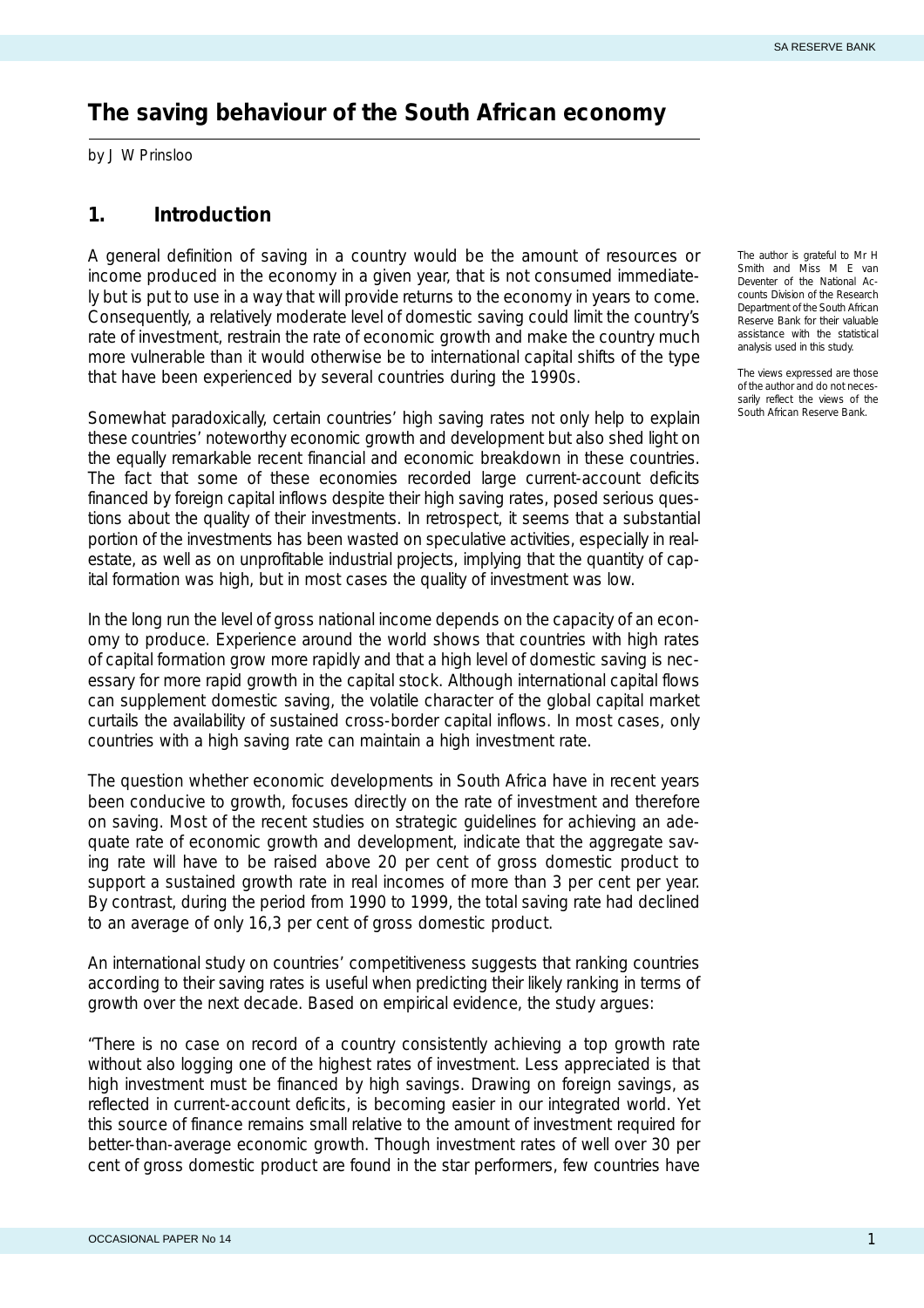# The saving behaviour of the South African economy

by J W Prinsloo

## 1. Introduction

A general definition of saving in a country would be the amount of resources or income produced in the economy in a given year, that is not consumed immediately but is put to use in a way that will provide returns to the economy in years to come. Consequently, a relatively moderate level of domestic saving could limit the country's rate of investment, restrain the rate of economic growth and make the country much more vulnerable than it would otherwise be to international capital shifts of the type that have been experienced by several countries during the 1990s.

The author is grateful to Mr H Smith and Miss M E van Deventer of the National Accounts Division of the Research Department of the South African Reserve Bank for their valuable assistance with the statistical analysis used in this study.

The views expressed are those of the author and do not necessarily reflect the views of the South African Reserve Bank.

Somewhat paradoxically, certain countries' high saving rates not only help to explain these countries' noteworthy economic growth and development but also shed light on the equally remarkable recent financial and economic breakdown in these countries. The fact that some of these economies recorded large current-account deficits financed by foreign capital inflows despite their high saving rates, posed serious questions about the quality of their investments. In retrospect, it seems that a substantial portion of the investments has been wasted on speculative activities, especially in real-estate, as well as on unprofitable industrial projects, implying that the quantity of capital formation was high, but in most cases the quality of investment was low.

In the long run the level of gross national income depends on the capacity of an economy to produce. Experience around the world shows that countries with high rates of capital formation grow more rapidly and that a high level of domestic saving is necessary for more rapid growth in the capital stock. Although international capital flows can supplement domestic saving, the volatile character of the global capital market curtails the availability of sustained cross-border capital inflows. In most cases, only countries with a high saving rate can maintain a high investment rate.

The question whether economic developments in South Africa have in recent years been conducive to growth, focuses directly on the rate of investment and therefore on saving. Most of the recent studies on strategic guidelines for achieving an adequate rate of economic growth and development, indicate that the aggregate saving rate will have to be raised above 20 per cent of gross domestic product to support a sustained growth rate in real incomes of more than 3 per cent per year. By contrast, during the period from 1990 to 1999, the total saving rate had declined to an average of only 16,3 per cent of gross domestic product.

An international study on countries' competitiveness suggests that ranking countries according to their saving rates is useful when predicting their likely ranking in terms of growth over the next decade. Based on empirical evidence, the study argues:

"There is no case on record of a country consistently achieving a top growth rate without also logging one of the highest rates of investment. Less appreciated is that high investment must be financed by high savings. Drawing on foreign savings, as reflected in current-account deficits, is becoming easier in our integrated world. Yet this source of finance remains small relative to the amount of investment required for better-than-average economic growth. Though investment rates of well over 30 per cent of gross domestic product are found in the star performers, few countries have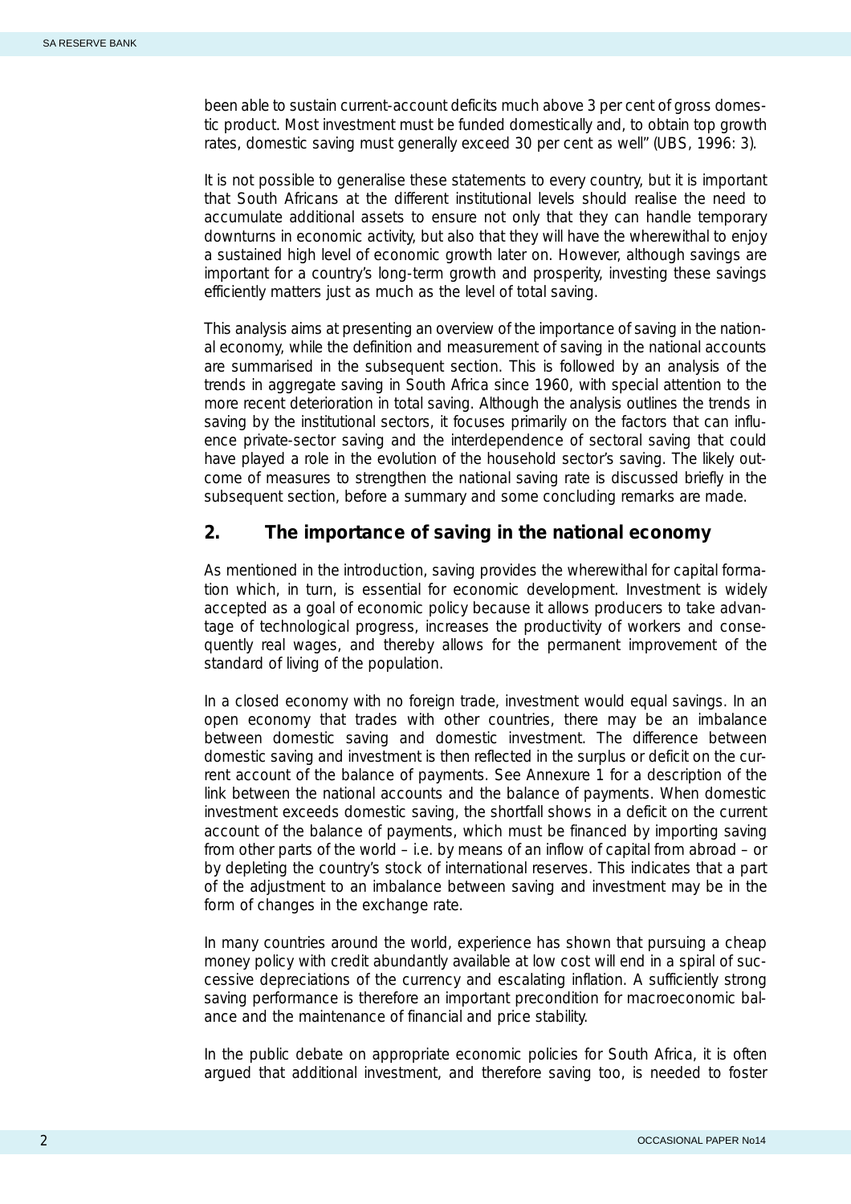been able to sustain current-account deficits much above 3 per cent of gross domestic product. Most investment must be funded domestically and, to obtain top growth rates, domestic saving must generally exceed 30 per cent as well" (UBS, 1996: 3).

It is not possible to generalise these statements to every country, but it is important that South Africans at the different institutional levels should realise the need to accumulate additional assets to ensure not only that they can handle temporary downturns in economic activity, but also that they will have the wherewithal to enjoy a sustained high level of economic growth later on. However, although savings are important for a country's long-term growth and prosperity, investing these savings efficiently matters just as much as the level of total saving.

This analysis aims at presenting an overview of the importance of saving in the national economy, while the definition and measurement of saving in the national accounts are summarised in the subsequent section. This is followed by an analysis of the trends in aggregate saving in South Africa since 1960, with special attention to the more recent deterioration in total saving. Although the analysis outlines the trends in saving by the institutional sectors, it focuses primarily on the factors that can influence private-sector saving and the interdependence of sectoral saving that could have played a role in the evolution of the household sector's saving. The likely outcome of measures to strengthen the national saving rate is discussed briefly in the subsequent section, before a summary and some concluding remarks are made.

## 2. The importance of saving in the national economy

As mentioned in the introduction, saving provides the wherewithal for capital formation which, in turn, is essential for economic development. Investment is widely accepted as a goal of economic policy because it allows producers to take advantage of technological progress, increases the productivity of workers and consequently real wages, and thereby allows for the permanent improvement of the standard of living of the population.

In a closed economy with no foreign trade, investment would equal savings. In an open economy that trades with other countries, there may be an imbalance between domestic saving and domestic investment. The difference between domestic saving and investment is then reflected in the surplus or deficit on the current account of the balance of payments. See Annexure 1 for a description of the link between the national accounts and the balance of payments. When domestic investment exceeds domestic saving, the shortfall shows in a deficit on the current account of the balance of payments, which must be financed by importing saving from other parts of the world – i.e. by means of an inflow of capital from abroad – or by depleting the country's stock of international reserves. This indicates that a part of the adjustment to an imbalance between saving and investment may be in the form of changes in the exchange rate.

In many countries around the world, experience has shown that pursuing a cheap money policy with credit abundantly available at low cost will end in a spiral of successive depreciations of the currency and escalating inflation. A sufficiently strong saving performance is therefore an important precondition for macroeconomic balance and the maintenance of financial and price stability.

In the public debate on appropriate economic policies for South Africa, it is often argued that additional investment, and therefore saving too, is needed to foster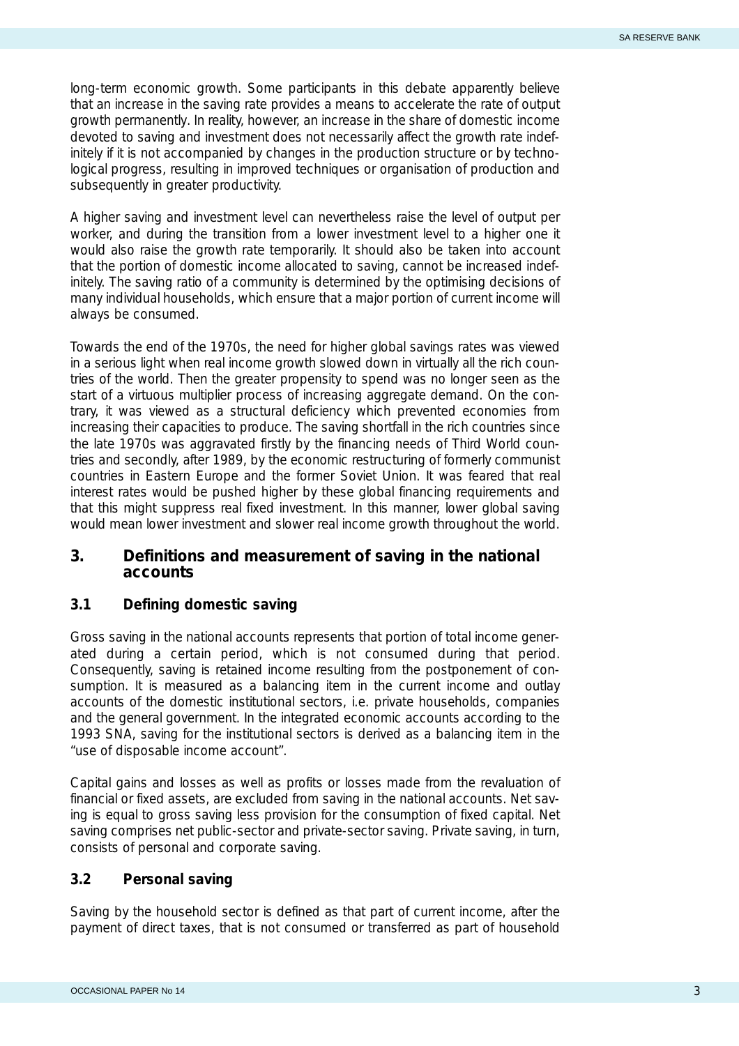long-term economic growth. Some participants in this debate apparently believe that an increase in the saving rate provides a means to accelerate the rate of output growth permanently. In reality, however, an increase in the share of domestic income devoted to saving and investment does not necessarily affect the growth rate indefinitely if it is not accompanied by changes in the production structure or by technological progress, resulting in improved techniques or organisation of production and subsequently in greater productivity.

A higher saving and investment level can nevertheless raise the level of output per worker, and during the transition from a lower investment level to a higher one it would also raise the growth rate temporarily. It should also be taken into account that the portion of domestic income allocated to saving, cannot be increased indefinitely. The saving ratio of a community is determined by the optimising decisions of many individual households, which ensure that a major portion of current income will always be consumed.

Towards the end of the 1970s, the need for higher global savings rates was viewed in a serious light when real income growth slowed down in virtually all the rich countries of the world. Then the greater propensity to spend was no longer seen as the start of a virtuous multiplier process of increasing aggregate demand. On the contrary, it was viewed as a structural deficiency which prevented economies from increasing their capacities to produce. The saving shortfall in the rich countries since the late 1970s was aggravated firstly by the financing needs of Third World countries and secondly, after 1989, by the economic restructuring of formerly communist countries in Eastern Europe and the former Soviet Union. It was feared that real interest rates would be pushed higher by these global financing requirements and that this might suppress real fixed investment. In this manner, lower global saving would mean lower investment and slower real income growth throughout the world.

## 3. Definitions and measurement of saving in the national accounts

### 3.1 Defining domestic saving

Gross saving in the national accounts represents that portion of total income generated during a certain period, which is not consumed during that period. Consequently, saving is retained income resulting from the postponement of consumption. It is measured as a balancing item in the current income and outlay accounts of the domestic institutional sectors, i.e. private households, companies and the general government. In the integrated economic accounts according to the 1993 SNA, saving for the institutional sectors is derived as a balancing item in the "use of disposable income account".

Capital gains and losses as well as profits or losses made from the revaluation of financial or fixed assets, are excluded from saving in the national accounts. Net saving is equal to gross saving less provision for the consumption of fixed capital. Net saving comprises net public-sector and private-sector saving. Private saving, in turn, consists of personal and corporate saving.

### 3.2 Personal saving

Saving by the household sector is defined as that part of current income, after the payment of direct taxes, that is not consumed or transferred as part of household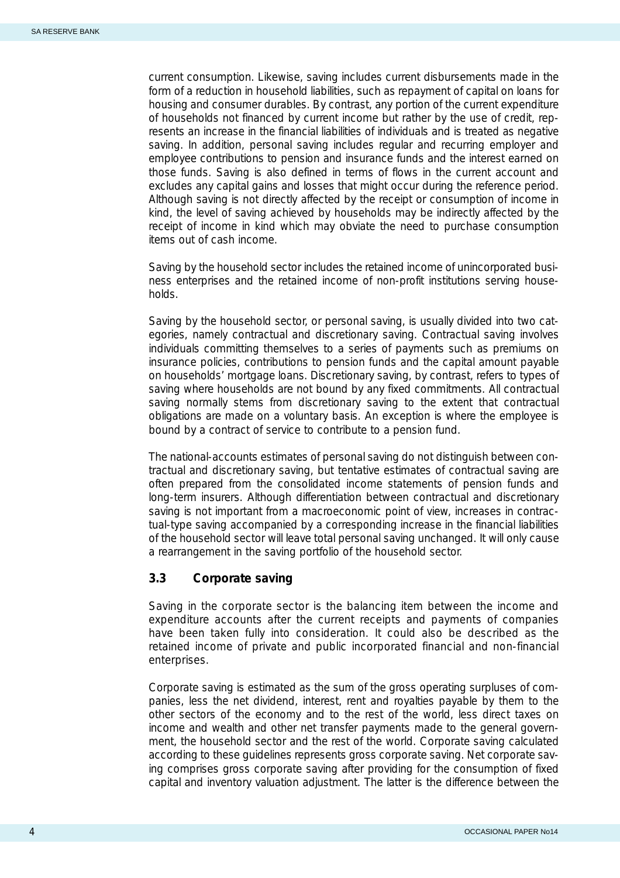current consumption. Likewise, saving includes current disbursements made in the form of a reduction in household liabilities, such as repayment of capital on loans for housing and consumer durables. By contrast, any portion of the current expenditure of households not financed by current income but rather by the use of credit, represents an increase in the financial liabilities of individuals and is treated as negative saving. In addition, personal saving includes regular and recurring employer and employee contributions to pension and insurance funds and the interest earned on those funds. Saving is also defined in terms of flows in the current account and excludes any capital gains and losses that might occur during the reference period. Although saving is not directly affected by the receipt or consumption of income in kind, the level of saving achieved by households may be indirectly affected by the receipt of income in kind which may obviate the need to purchase consumption items out of cash income.

Saving by the household sector includes the retained income of unincorporated business enterprises and the retained income of non-profit institutions serving households.

Saving by the household sector, or personal saving, is usually divided into two categories, namely contractual and discretionary saving. Contractual saving involves individuals committing themselves to a series of payments such as premiums on insurance policies, contributions to pension funds and the capital amount payable on households' mortgage loans. Discretionary saving, by contrast, refers to types of saving where households are not bound by any fixed commitments. All contractual saving normally stems from discretionary saving to the extent that contractual obligations are made on a voluntary basis. An exception is where the employee is bound by a contract of service to contribute to a pension fund.

The national-accounts estimates of personal saving do not distinguish between contractual and discretionary saving, but tentative estimates of contractual saving are often prepared from the consolidated income statements of pension funds and long-term insurers. Although differentiation between contractual and discretionary saving is not important from a macroeconomic point of view, increases in contractual-type saving accompanied by a corresponding increase in the financial liabilities of the household sector will leave total personal saving unchanged. It will only cause a rearrangement in the saving portfolio of the household sector.

### 3.3 Corporate saving

Saving in the corporate sector is the balancing item between the income and expenditure accounts after the current receipts and payments of companies have been taken fully into consideration. It could also be described as the retained income of private and public incorporated financial and non-financial enterprises.

Corporate saving is estimated as the sum of the gross operating surpluses of companies, less the net dividend, interest, rent and royalties payable by them to the other sectors of the economy and to the rest of the world, less direct taxes on income and wealth and other net transfer payments made to the general government, the household sector and the rest of the world. Corporate saving calculated according to these guidelines represents gross corporate saving. Net corporate saving comprises gross corporate saving after providing for the consumption of fixed capital and inventory valuation adjustment. The latter is the difference between the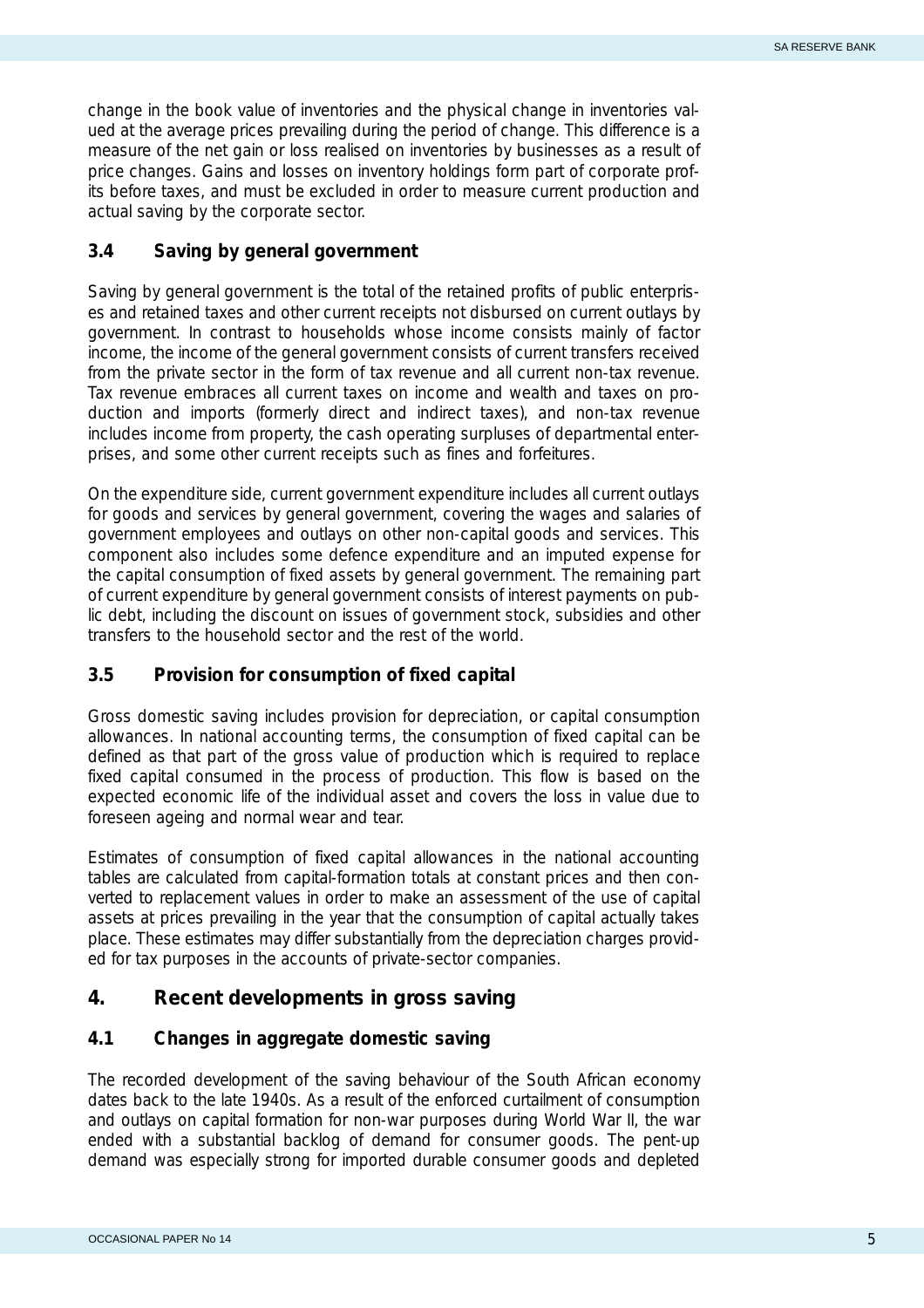change in the book value of inventories and the physical change in inventories valued at the average prices prevailing during the period of change. This difference is a measure of the net gain or loss realised on inventories by businesses as a result of price changes. Gains and losses on inventory holdings form part of corporate profits before taxes, and must be excluded in order to measure current production and actual saving by the corporate sector.

### 3.4 Saving by general government

Saving by general government is the total of the retained profits of public enterprises and retained taxes and other current receipts not disbursed on current outlays by government. In contrast to households whose income consists mainly of factor income, the income of the general government consists of current transfers received from the private sector in the form of tax revenue and all current non-tax revenue. Tax revenue embraces all current taxes on income and wealth and taxes on production and imports (formerly direct and indirect taxes), and non-tax revenue includes income from property, the cash operating surpluses of departmental enterprises, and some other current receipts such as fines and forfeitures.

On the expenditure side, current government expenditure includes all current outlays for goods and services by general government, covering the wages and salaries of government employees and outlays on other non-capital goods and services. This component also includes some defence expenditure and an imputed expense for the capital consumption of fixed assets by general government. The remaining part of current expenditure by general government consists of interest payments on public debt, including the discount on issues of government stock, subsidies and other transfers to the household sector and the rest of the world.

### 3.5 Provision for consumption of fixed capital

Gross domestic saving includes provision for depreciation, or capital consumption allowances. In national accounting terms, the consumption of fixed capital can be defined as that part of the gross value of production which is required to replace fixed capital consumed in the process of production. This flow is based on the expected economic life of the individual asset and covers the loss in value due to foreseen ageing and normal wear and tear.

Estimates of consumption of fixed capital allowances in the national accounting tables are calculated from capital-formation totals at constant prices and then converted to replacement values in order to make an assessment of the use of capital assets at prices prevailing in the year that the consumption of capital actually takes place. These estimates may differ substantially from the depreciation charges provided for tax purposes in the accounts of private-sector companies.

## 4. Recent developments in gross saving

### 4.1 Changes in aggregate domestic saving

The recorded development of the saving behaviour of the South African economy dates back to the late 1940s. As a result of the enforced curtailment of consumption and outlays on capital formation for non-war purposes during World War II, the war ended with a substantial backlog of demand for consumer goods. The pent-up demand was especially strong for imported durable consumer goods and depleted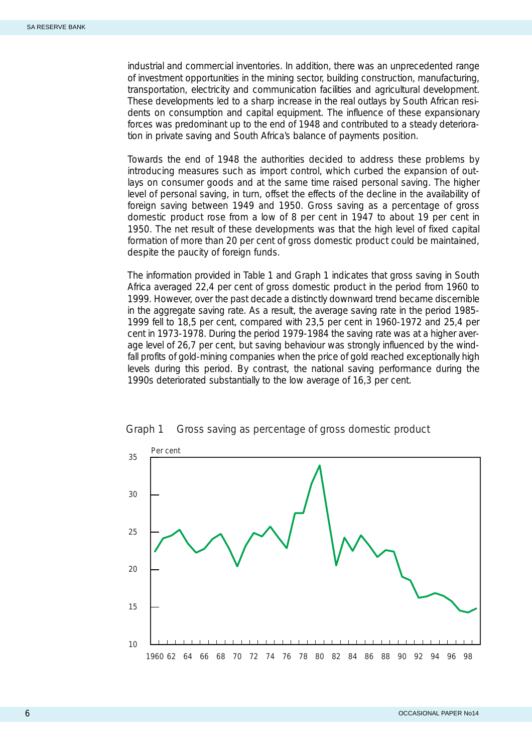industrial and commercial inventories. In addition, there was an unprecedented range of investment opportunities in the mining sector, building construction, manufacturing, transportation, electricity and communication facilities and agricultural development. These developments led to a sharp increase in the real outlays by South African residents on consumption and capital equipment. The influence of these expansionary forces was predominant up to the end of 1948 and contributed to a steady deterioration in private saving and South Africa's balance of payments position.

Towards the end of 1948 the authorities decided to address these problems by introducing measures such as import control, which curbed the expansion of outlays on consumer goods and at the same time raised personal saving. The higher level of personal saving, in turn, offset the effects of the decline in the availability of foreign saving between 1949 and 1950. Gross saving as a percentage of gross domestic product rose from a low of 8 per cent in 1947 to about 19 per cent in 1950. The net result of these developments was that the high level of fixed capital formation of more than 20 per cent of gross domestic product could be maintained, despite the paucity of foreign funds.

The information provided in Table 1 and Graph 1 indicates that gross saving in South Africa averaged 22,4 per cent of gross domestic product in the period from 1960 to 1999. However, over the past decade a distinctly downward trend became discernible in the aggregate saving rate. As a result, the average saving rate in the period 1985-1999 fell to 18,5 per cent, compared with 23,5 per cent in 1960-1972 and 25,4 per cent in 1973-1978. During the period 1979-1984 the saving rate was at a higher average level of 26,7 per cent, but saving behaviour was strongly influenced by the windfall profits of gold-mining companies when the price of gold reached exceptionally high levels during this period. By contrast, the national saving performance during the 1990s deteriorated substantially to the low average of 16,3 per cent.

Graph 1 Gross saving as percentage of gross domestic product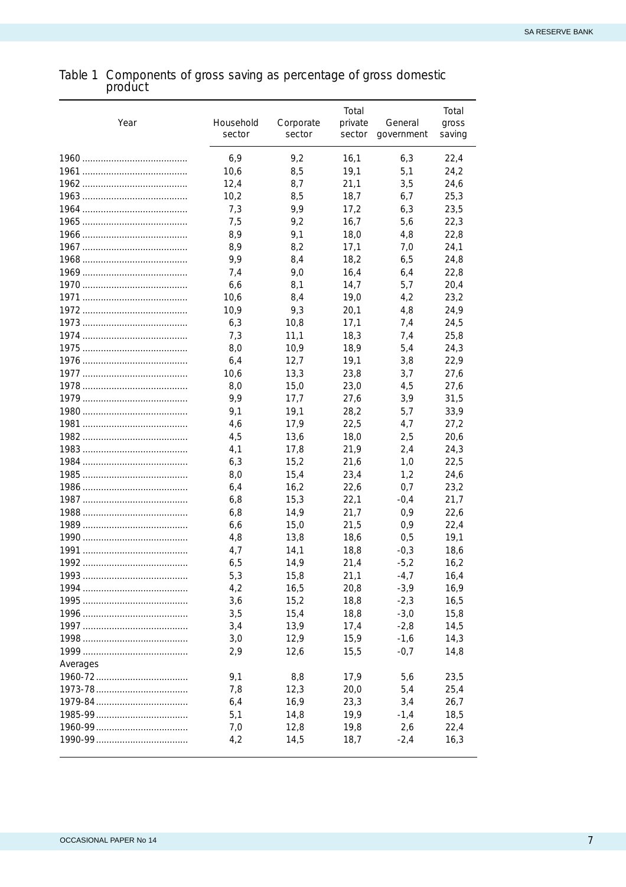Table 1 Components of gross saving as percentage of gross domestic product

| Year | Household sector | Corporate sector | Total private sector | General government | Total gross saving |
|---|---|---|---|---|---|
| 1960 | 6,9 | 9,2 | 16,1 | 6,3 | 22,4 |
| 1961 | 10,6 | 8,5 | 19,1 | 5,1 | 24,2 |
| 1962 | 12,4 | 8,7 | 21,1 | 3,5 | 24,6 |
| 1963 | 10,2 | 8,5 | 18,7 | 6,7 | 25,3 |
| 1964 | 7,3 | 9,9 | 17,2 | 6,3 | 23,5 |
| 1965 | 7,5 | 9,2 | 16,7 | 5,6 | 22,3 |
| 1966 | 8,9 | 9,1 | 18,0 | 4,8 | 22,8 |
| 1967 | 8,9 | 8,2 | 17,1 | 7,0 | 24,1 |
| 1968 | 9,9 | 8,4 | 18,2 | 6,5 | 24,8 |
| 1969 | 7,4 | 9,0 | 16,4 | 6,4 | 22,8 |
| 1970 | 6,6 | 8,1 | 14,7 | 5,7 | 20,4 |
| 1971 | 10,6 | 8,4 | 19,0 | 4,2 | 23,2 |
| 1972 | 10,9 | 9,3 | 20,1 | 4,8 | 24,9 |
| 1973 | 6,3 | 10,8 | 17,1 | 7,4 | 24,5 |
| 1974 | 7,3 | 11,1 | 18,3 | 7,4 | 25,8 |
| 1975 | 8,0 | 10,9 | 18,9 | 5,4 | 24,3 |
| 1976 | 6,4 | 12,7 | 19,1 | 3,8 | 22,9 |
| 1977 | 10,6 | 13,3 | 23,8 | 3,7 | 27,6 |
| 1978 | 8,0 | 15,0 | 23,0 | 4,5 | 27,6 |
| 1979 | 9,9 | 17,7 | 27,6 | 3,9 | 31,5 |
| 1980 | 9,1 | 19,1 | 28,2 | 5,7 | 33,9 |
| 1981 | 4,6 | 17,9 | 22,5 | 4,7 | 27,2 |
| 1982 | 4,5 | 13,6 | 18,0 | 2,5 | 20,6 |
| 1983 | 4,1 | 17,8 | 21,9 | 2,4 | 24,3 |
| 1984 | 6,3 | 15,2 | 21,6 | 1,0 | 22,5 |
| 1985 | 8,0 | 15,4 | 23,4 | 1,2 | 24,6 |
| 1986 | 6,4 | 16,2 | 22,6 | 0,7 | 23,2 |
| 1987 | 6,8 | 15,3 | 22,1 | -0,4 | 21,7 |
| 1988 | 6,8 | 14,9 | 21,7 | 0,9 | 22,6 |
| 1989 | 6,6 | 15,0 | 21,5 | 0,9 | 22,4 |
| 1990 | 4,8 | 13,8 | 18,6 | 0,5 | 19,1 |
| 1991 | 4,7 | 14,1 | 18,8 | -0,3 | 18,6 |
| 1992 | 6,5 | 14,9 | 21,4 | -5,2 | 16,2 |
| 1993 | 5,3 | 15,8 | 21,1 | -4,7 | 16,4 |
| 1994 | 4,2 | 16,5 | 20,8 | -3,9 | 16,9 |
| 1995 | 3,6 | 15,2 | 18,8 | -2,3 | 16,5 |
| 1996 | 3,5 | 15,4 | 18,8 | -3,0 | 15,8 |
| 1997 | 3,4 | 13,9 | 17,4 | -2,8 | 14,5 |
| 1998 | 3,0 | 12,9 | 15,9 | -1,6 | 14,3 |
| 1999 | 2,9 | 12,6 | 15,5 | -0,7 | 14,8 |
| Averages | | | | | |
| 1960-72 | 9,1 | 8,8 | 17,9 | 5,6 | 23,5 |
| 1973-78 | 7,8 | 12,3 | 20,0 | 5,4 | 25,4 |
| 1979-84 | 6,4 | 16,9 | 23,3 | 3,4 | 26,7 |
| 1985-99 | 5,1 | 14,8 | 19,9 | -1,4 | 18,5 |
| 1960-99 | 7,0 | 12,8 | 19,8 | 2,6 | 22,4 |
| 1990-99 | 4,2 | 14,5 | 18,7 | -2,4 | 16,3 |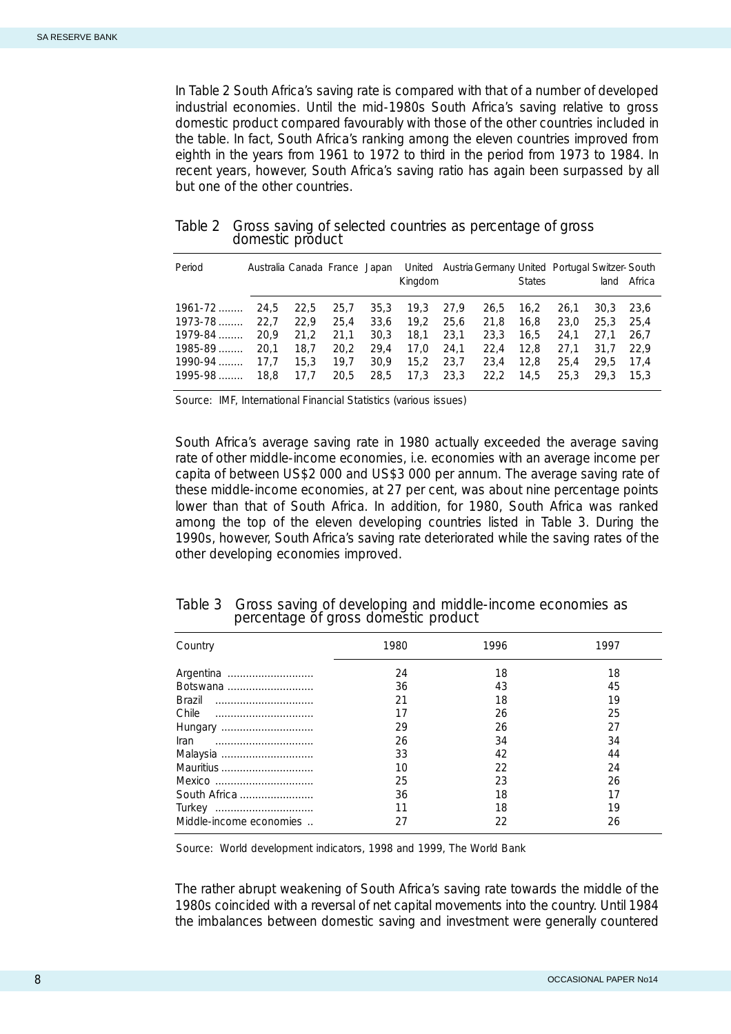In Table 2 South Africa's saving rate is compared with that of a number of developed industrial economies. Until the mid-1980s South Africa's saving relative to gross domestic product compared favourably with those of the other countries included in the table. In fact, South Africa's ranking among the eleven countries improved from eighth in the years from 1961 to 1972 to third in the period from 1973 to 1984. In recent years, however, South Africa's saving ratio has again been surpassed by all but one of the other countries.

Table 2 Gross saving of selected countries as percentage of gross domestic product

| Period | Australia | Canada | France | Japan | United Kingdom | Austria | Germany | United States | Portugal | Switzer-land | South Africa |
|---|---|---|---|---|---|---|---|---|---|---|---|
| 1961-72 ........ | 24,5 | 22,5 | 25,7 | 35,3 | 19,3 | 27,9 | 26,5 | 16,2 | 26,1 | 30,3 | 23,6 |
| 1973-78 ........ | 22,7 | 22,9 | 25,4 | 33,6 | 19,2 | 25,6 | 21,8 | 16,8 | 23,0 | 25,3 | 25,4 |
| 1979-84 ........ | 20,9 | 21,2 | 21,1 | 30,3 | 18,1 | 23,1 | 23,3 | 16,5 | 24,1 | 27,1 | 26,7 |
| 1985-89 ........ | 20,1 | 18,7 | 20,2 | 29,4 | 17,0 | 24,1 | 22,4 | 12,8 | 27,1 | 31,7 | 22,9 |
| 1990-94 ........ | 17,7 | 15,3 | 19,7 | 30,9 | 15,2 | 23,7 | 23,4 | 12,8 | 25,4 | 29,5 | 17,4 |
| 1995-98 ........ | 18,8 | 17,7 | 20,5 | 28,5 | 17,3 | 23,3 | 22,2 | 14,5 | 25,3 | 29,3 | 15,3 |

Source: IMF, International Financial Statistics (various issues)

South Africa's average saving rate in 1980 actually exceeded the average saving rate of other middle-income economies, i.e. economies with an average income per capita of between US$2 000 and US$3 000 per annum. The average saving rate of these middle-income economies, at 27 per cent, was about nine percentage points lower than that of South Africa. In addition, for 1980, South Africa was ranked among the top of the eleven developing countries listed in Table 3. During the 1990s, however, South Africa's saving rate deteriorated while the saving rates of the other developing economies improved.

Table 3 Gross saving of developing and middle-income economies as percentage of gross domestic product

| Country | 1980 | 1996 | 1997 |
|---|---|---|---|
| Argentina ............................ | 24 | 18 | 18 |
| Botswana ............................ | 36 | 43 | 45 |
| Brazil ................................ | 21 | 18 | 19 |
| Chile ................................ | 17 | 26 | 25 |
| Hungary .............................. | 29 | 26 | 27 |
| Iran ................................ | 26 | 34 | 34 |
| Malaysia .............................. | 33 | 42 | 44 |
| Mauritius .............................. | 10 | 22 | 24 |
| Mexico ................................ | 25 | 23 | 26 |
| South Africa ......................... | 36 | 18 | 17 |
| Turkey ................................ | 11 | 18 | 19 |
| Middle-income economies .. | 27 | 22 | 26 |

Source: World development indicators, 1998 and 1999, The World Bank

The rather abrupt weakening of South Africa's saving rate towards the middle of the 1980s coincided with a reversal of net capital movements into the country. Until 1984 the imbalances between domestic saving and investment were generally countered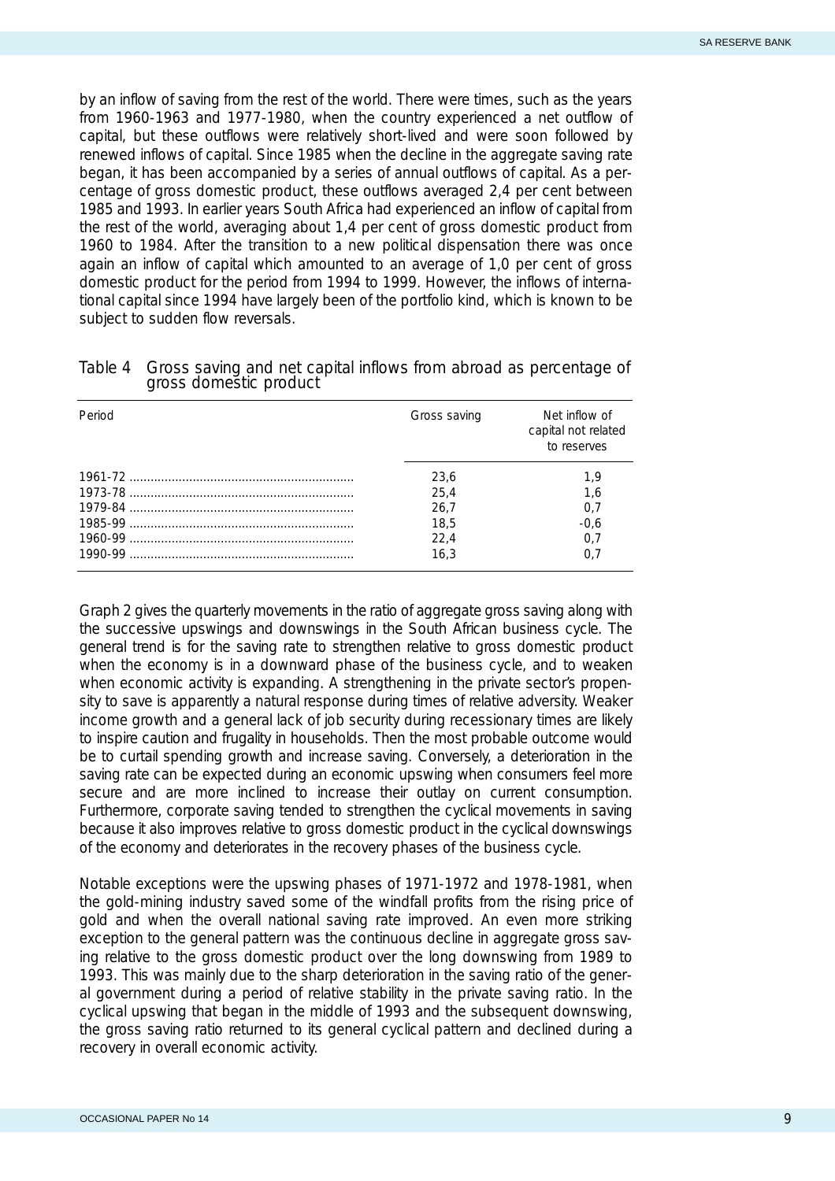by an inflow of saving from the rest of the world. There were times, such as the years from 1960-1963 and 1977-1980, when the country experienced a net outflow of capital, but these outflows were relatively short-lived and were soon followed by renewed inflows of capital. Since 1985 when the decline in the aggregate saving rate began, it has been accompanied by a series of annual outflows of capital. As a percentage of gross domestic product, these outflows averaged 2,4 per cent between 1985 and 1993. In earlier years South Africa had experienced an inflow of capital from the rest of the world, averaging about 1,4 per cent of gross domestic product from 1960 to 1984. After the transition to a new political dispensation there was once again an inflow of capital which amounted to an average of 1,0 per cent of gross domestic product for the period from 1994 to 1999. However, the inflows of international capital since 1994 have largely been of the portfolio kind, which is known to be subject to sudden flow reversals.

Table 4 Gross saving and net capital inflows from abroad as percentage of gross domestic product

| Period | Gross saving | Net inflow of capital not related to reserves |
|---|---|---|
| 1961-72 | 23,6 | 1,9 |
| 1973-78 | 25,4 | 1,6 |
| 1979-84 | 26,7 | 0,7 |
| 1985-99 | 18,5 | -0,6 |
| 1960-99 | 22,4 | 0,7 |
| 1990-99 | 16,3 | 0,7 |

Graph 2 gives the quarterly movements in the ratio of aggregate gross saving along with the successive upswings and downswings in the South African business cycle. The general trend is for the saving rate to strengthen relative to gross domestic product when the economy is in a downward phase of the business cycle, and to weaken when economic activity is expanding. A strengthening in the private sector's propensity to save is apparently a natural response during times of relative adversity. Weaker income growth and a general lack of job security during recessionary times are likely to inspire caution and frugality in households. Then the most probable outcome would be to curtail spending growth and increase saving. Conversely, a deterioration in the saving rate can be expected during an economic upswing when consumers feel more secure and are more inclined to increase their outlay on current consumption. Furthermore, corporate saving tended to strengthen the cyclical movements in saving because it also improves relative to gross domestic product in the cyclical downswings of the economy and deteriorates in the recovery phases of the business cycle.

Notable exceptions were the upswing phases of 1971-1972 and 1978-1981, when the gold-mining industry saved some of the windfall profits from the rising price of gold and when the overall national saving rate improved. An even more striking exception to the general pattern was the continuous decline in aggregate gross saving relative to the gross domestic product over the long downswing from 1989 to 1993. This was mainly due to the sharp deterioration in the saving ratio of the general government during a period of relative stability in the private saving ratio. In the cyclical upswing that began in the middle of 1993 and the subsequent downswing, the gross saving ratio returned to its general cyclical pattern and declined during a recovery in overall economic activity.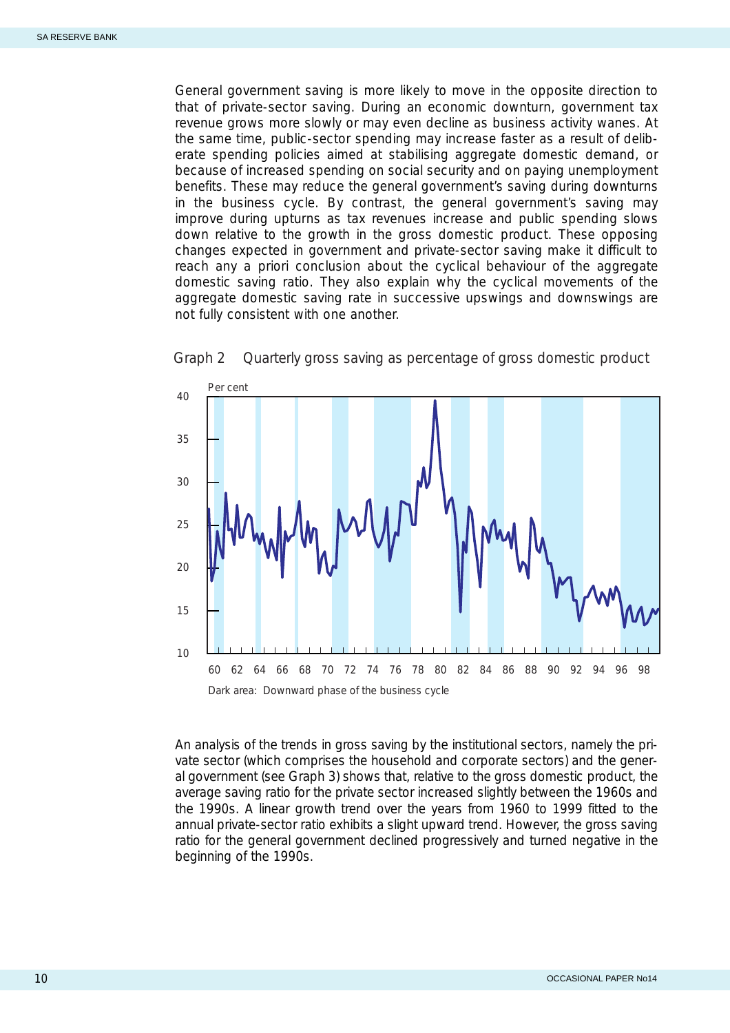General government saving is more likely to move in the opposite direction to that of private-sector saving. During an economic downturn, government tax revenue grows more slowly or may even decline as business activity wanes. At the same time, public-sector spending may increase faster as a result of deliberate spending policies aimed at stabilising aggregate domestic demand, or because of increased spending on social security and on paying unemployment benefits. These may reduce the general government's saving during downturns in the business cycle. By contrast, the general government's saving may improve during upturns as tax revenues increase and public spending slows down relative to the growth in the gross domestic product. These opposing changes expected in government and private-sector saving make it difficult to reach any a priori conclusion about the cyclical behaviour of the aggregate domestic saving ratio. They also explain why the cyclical movements of the aggregate domestic saving rate in successive upswings and downswings are not fully consistent with one another.

Graph 2 Quarterly gross saving as percentage of gross domestic product

Dark area: Downward phase of the business cycle

An analysis of the trends in gross saving by the institutional sectors, namely the private sector (which comprises the household and corporate sectors) and the general government (see Graph 3) shows that, relative to the gross domestic product, the average saving ratio for the private sector increased slightly between the 1960s and the 1990s. A linear growth trend over the years from 1960 to 1999 fitted to the annual private-sector ratio exhibits a slight upward trend. However, the gross saving ratio for the general government declined progressively and turned negative in the beginning of the 1990s.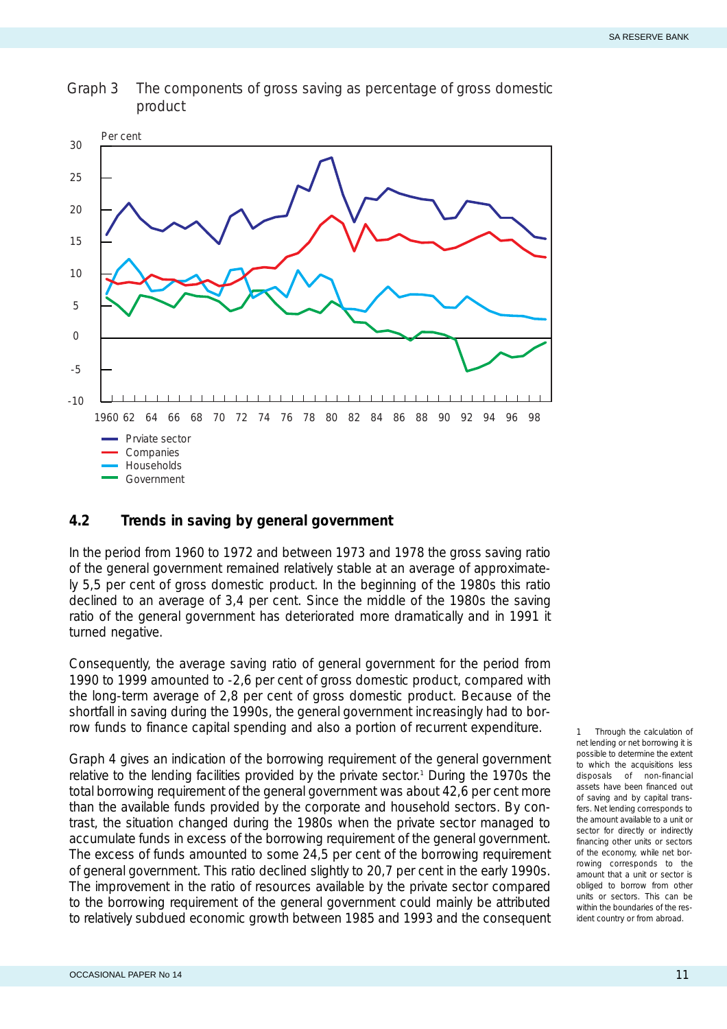Graph 3 The components of gross saving as percentage of gross domestic product

## 4.2 Trends in saving by general government

In the period from 1960 to 1972 and between 1973 and 1978 the gross saving ratio of the general government remained relatively stable at an average of approximately 5,5 per cent of gross domestic product. In the beginning of the 1980s this ratio declined to an average of 3,4 per cent. Since the middle of the 1980s the saving ratio of the general government has deteriorated more dramatically and in 1991 it turned negative.

Consequently, the average saving ratio of general government for the period from 1990 to 1999 amounted to -2,6 per cent of gross domestic product, compared with the long-term average of 2,8 per cent of gross domestic product. Because of the shortfall in saving during the 1990s, the general government increasingly had to borrow funds to finance capital spending and also a portion of recurrent expenditure.

Graph 4 gives an indication of the borrowing requirement of the general government relative to the lending facilities provided by the private sector.[1] During the 1970s the total borrowing requirement of the general government was about 42,6 per cent more than the available funds provided by the corporate and household sectors. By contrast, the situation changed during the 1980s when the private sector managed to accumulate funds in excess of the borrowing requirement of the general government. The excess of funds amounted to some 24,5 per cent of the borrowing requirement of general government. This ratio declined slightly to 20,7 per cent in the early 1990s. The improvement in the ratio of resources available by the private sector compared to the borrowing requirement of the general government could mainly be attributed to relatively subdued economic growth between 1985 and 1993 and the consequent

1 Through the calculation of net lending or net borrowing it is possible to determine the extent to which the acquisitions less disposals of non-financial assets have been financed out of saving and by capital transfers. Net lending corresponds to the amount available to a unit or sector for directly or indirectly financing other units or sectors of the economy, while net borrowing corresponds to the amount that a unit or sector is obliged to borrow from other units or sectors. This can be within the boundaries of the resident country or from abroad.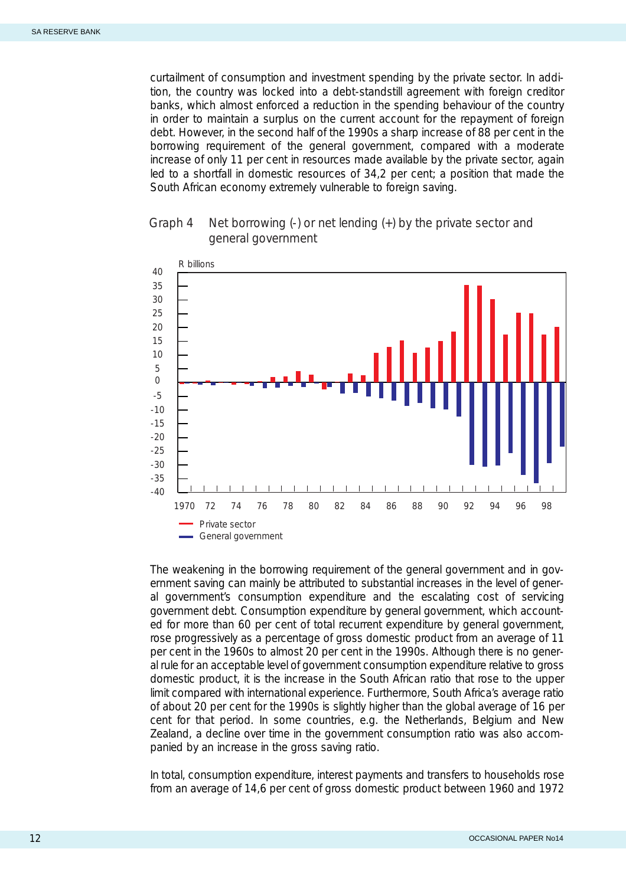curtailment of consumption and investment spending by the private sector. In addition, the country was locked into a debt-standstill agreement with foreign creditor banks, which almost enforced a reduction in the spending behaviour of the country in order to maintain a surplus on the current account for the repayment of foreign debt. However, in the second half of the 1990s a sharp increase of 88 per cent in the borrowing requirement of the general government, compared with a moderate increase of only 11 per cent in resources made available by the private sector, again led to a shortfall in domestic resources of 34,2 per cent; a position that made the South African economy extremely vulnerable to foreign saving.

Graph 4 Net borrowing (-) or net lending (+) by the private sector and general government

The weakening in the borrowing requirement of the general government and in government saving can mainly be attributed to substantial increases in the level of general government's consumption expenditure and the escalating cost of servicing government debt. Consumption expenditure by general government, which accounted for more than 60 per cent of total recurrent expenditure by general government, rose progressively as a percentage of gross domestic product from an average of 11 per cent in the 1960s to almost 20 per cent in the 1990s. Although there is no general rule for an acceptable level of government consumption expenditure relative to gross domestic product, it is the increase in the South African ratio that rose to the upper limit compared with international experience. Furthermore, South Africa's average ratio of about 20 per cent for the 1990s is slightly higher than the global average of 16 per cent for that period. In some countries, e.g. the Netherlands, Belgium and New Zealand, a decline over time in the government consumption ratio was also accompanied by an increase in the gross saving ratio.

In total, consumption expenditure, interest payments and transfers to households rose from an average of 14,6 per cent of gross domestic product between 1960 and 1972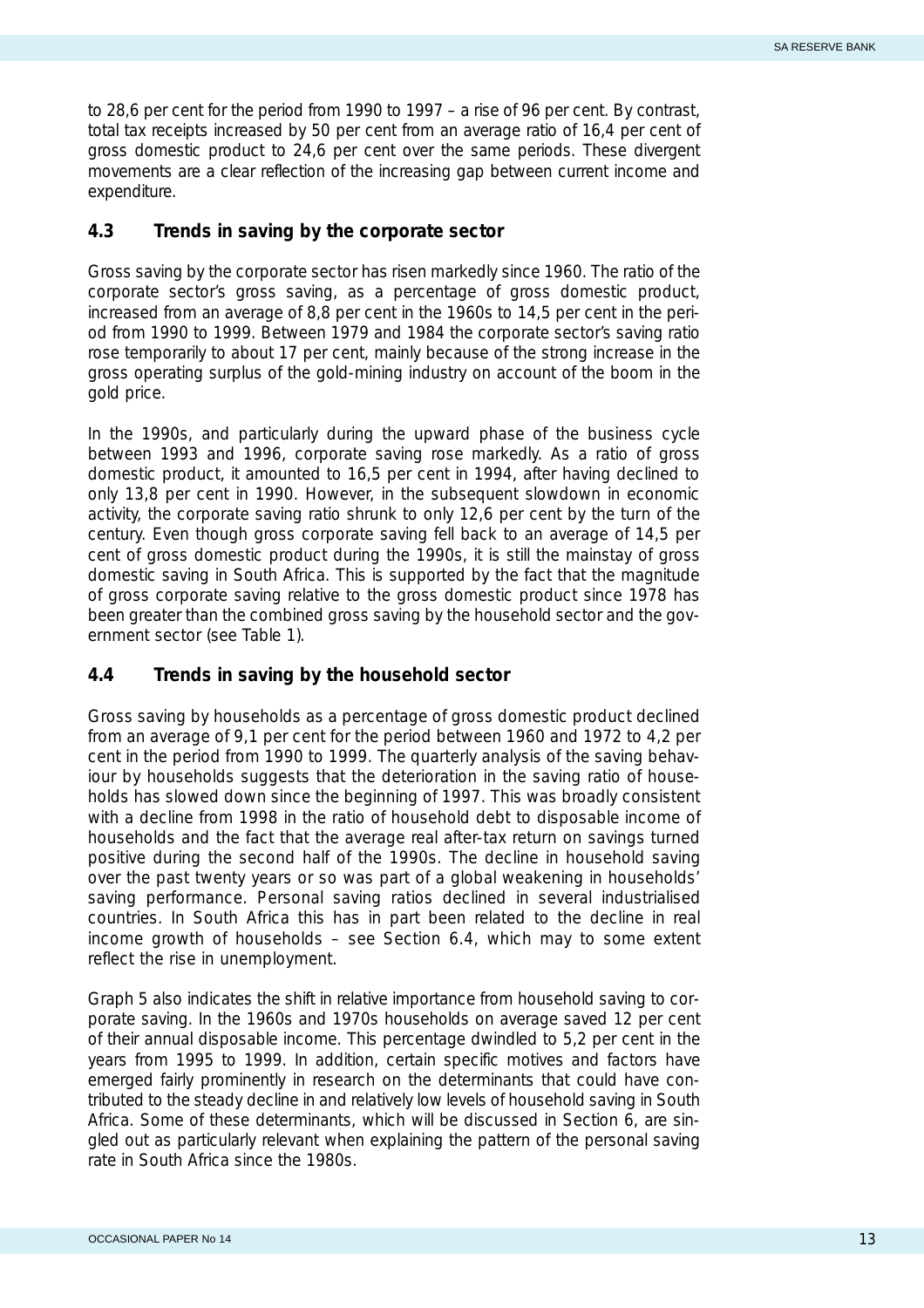to 28,6 per cent for the period from 1990 to 1997 – a rise of 96 per cent. By contrast, total tax receipts increased by 50 per cent from an average ratio of 16,4 per cent of gross domestic product to 24,6 per cent over the same periods. These divergent movements are a clear reflection of the increasing gap between current income and expenditure.

### 4.3 Trends in saving by the corporate sector

Gross saving by the corporate sector has risen markedly since 1960. The ratio of the corporate sector's gross saving, as a percentage of gross domestic product, increased from an average of 8,8 per cent in the 1960s to 14,5 per cent in the period from 1990 to 1999. Between 1979 and 1984 the corporate sector's saving ratio rose temporarily to about 17 per cent, mainly because of the strong increase in the gross operating surplus of the gold-mining industry on account of the boom in the gold price.

In the 1990s, and particularly during the upward phase of the business cycle between 1993 and 1996, corporate saving rose markedly. As a ratio of gross domestic product, it amounted to 16,5 per cent in 1994, after having declined to only 13,8 per cent in 1990. However, in the subsequent slowdown in economic activity, the corporate saving ratio shrunk to only 12,6 per cent by the turn of the century. Even though gross corporate saving fell back to an average of 14,5 per cent of gross domestic product during the 1990s, it is still the mainstay of gross domestic saving in South Africa. This is supported by the fact that the magnitude of gross corporate saving relative to the gross domestic product since 1978 has been greater than the combined gross saving by the household sector and the government sector (see Table 1).

### 4.4 Trends in saving by the household sector

Gross saving by households as a percentage of gross domestic product declined from an average of 9,1 per cent for the period between 1960 and 1972 to 4,2 per cent in the period from 1990 to 1999. The quarterly analysis of the saving behaviour by households suggests that the deterioration in the saving ratio of households has slowed down since the beginning of 1997. This was broadly consistent with a decline from 1998 in the ratio of household debt to disposable income of households and the fact that the average real after-tax return on savings turned positive during the second half of the 1990s. The decline in household saving over the past twenty years or so was part of a global weakening in households' saving performance. Personal saving ratios declined in several industrialised countries. In South Africa this has in part been related to the decline in real income growth of households – see Section 6.4, which may to some extent reflect the rise in unemployment.

Graph 5 also indicates the shift in relative importance from household saving to corporate saving. In the 1960s and 1970s households on average saved 12 per cent of their annual disposable income. This percentage dwindled to 5,2 per cent in the years from 1995 to 1999. In addition, certain specific motives and factors have emerged fairly prominently in research on the determinants that could have contributed to the steady decline in and relatively low levels of household saving in South Africa. Some of these determinants, which will be discussed in Section 6, are singled out as particularly relevant when explaining the pattern of the personal saving rate in South Africa since the 1980s.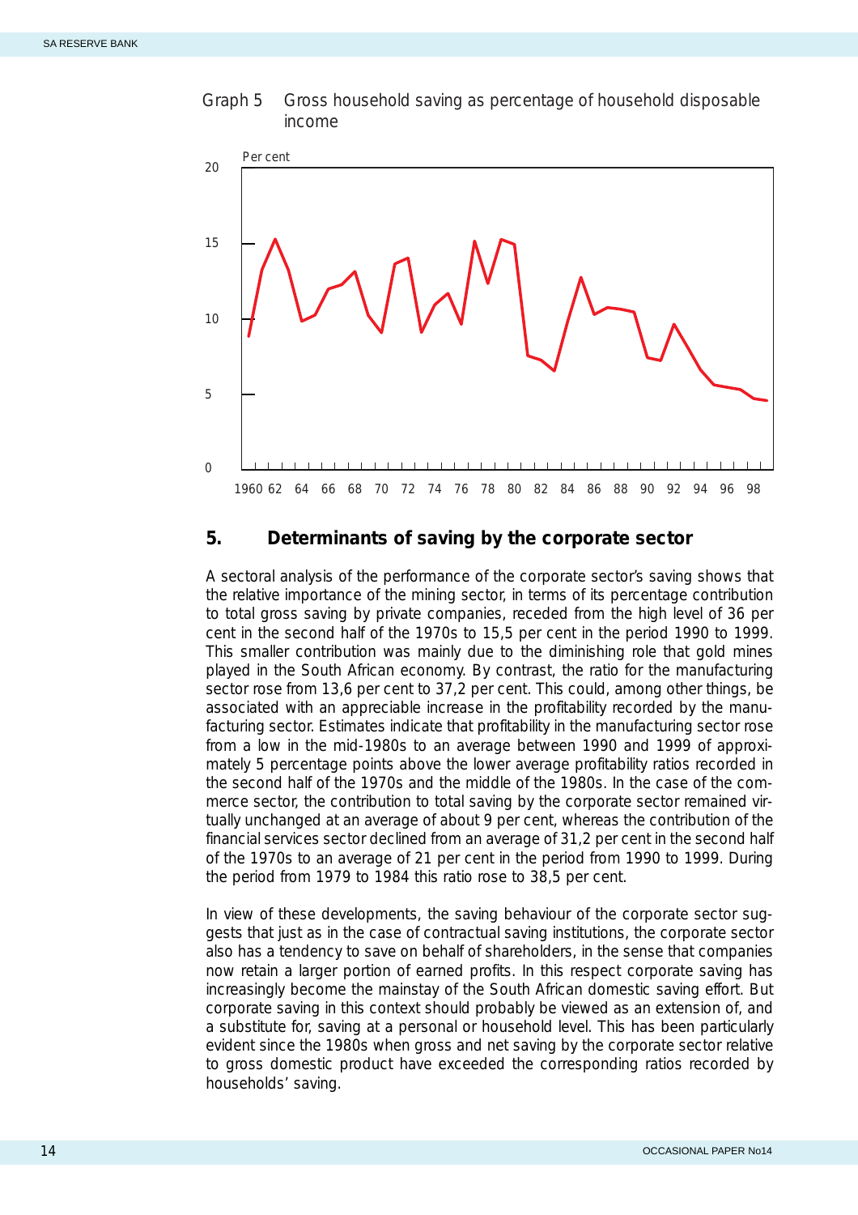Graph 5 Gross household saving as percentage of household disposable income

## 5. Determinants of saving by the corporate sector

A sectoral analysis of the performance of the corporate sector's saving shows that the relative importance of the mining sector, in terms of its percentage contribution to total gross saving by private companies, receded from the high level of 36 per cent in the second half of the 1970s to 15,5 per cent in the period 1990 to 1999. This smaller contribution was mainly due to the diminishing role that gold mines played in the South African economy. By contrast, the ratio for the manufacturing sector rose from 13,6 per cent to 37,2 per cent. This could, among other things, be associated with an appreciable increase in the profitability recorded by the manufacturing sector. Estimates indicate that profitability in the manufacturing sector rose from a low in the mid-1980s to an average between 1990 and 1999 of approximately 5 percentage points above the lower average profitability ratios recorded in the second half of the 1970s and the middle of the 1980s. In the case of the commerce sector, the contribution to total saving by the corporate sector remained virtually unchanged at an average of about 9 per cent, whereas the contribution of the financial services sector declined from an average of 31,2 per cent in the second half of the 1970s to an average of 21 per cent in the period from 1990 to 1999. During the period from 1979 to 1984 this ratio rose to 38,5 per cent.

In view of these developments, the saving behaviour of the corporate sector suggests that just as in the case of contractual saving institutions, the corporate sector also has a tendency to save on behalf of shareholders, in the sense that companies now retain a larger portion of earned profits. In this respect corporate saving has increasingly become the mainstay of the South African domestic saving effort. But corporate saving in this context should probably be viewed as an extension of, and a substitute for, saving at a personal or household level. This has been particularly evident since the 1980s when gross and net saving by the corporate sector relative to gross domestic product have exceeded the corresponding ratios recorded by households' saving.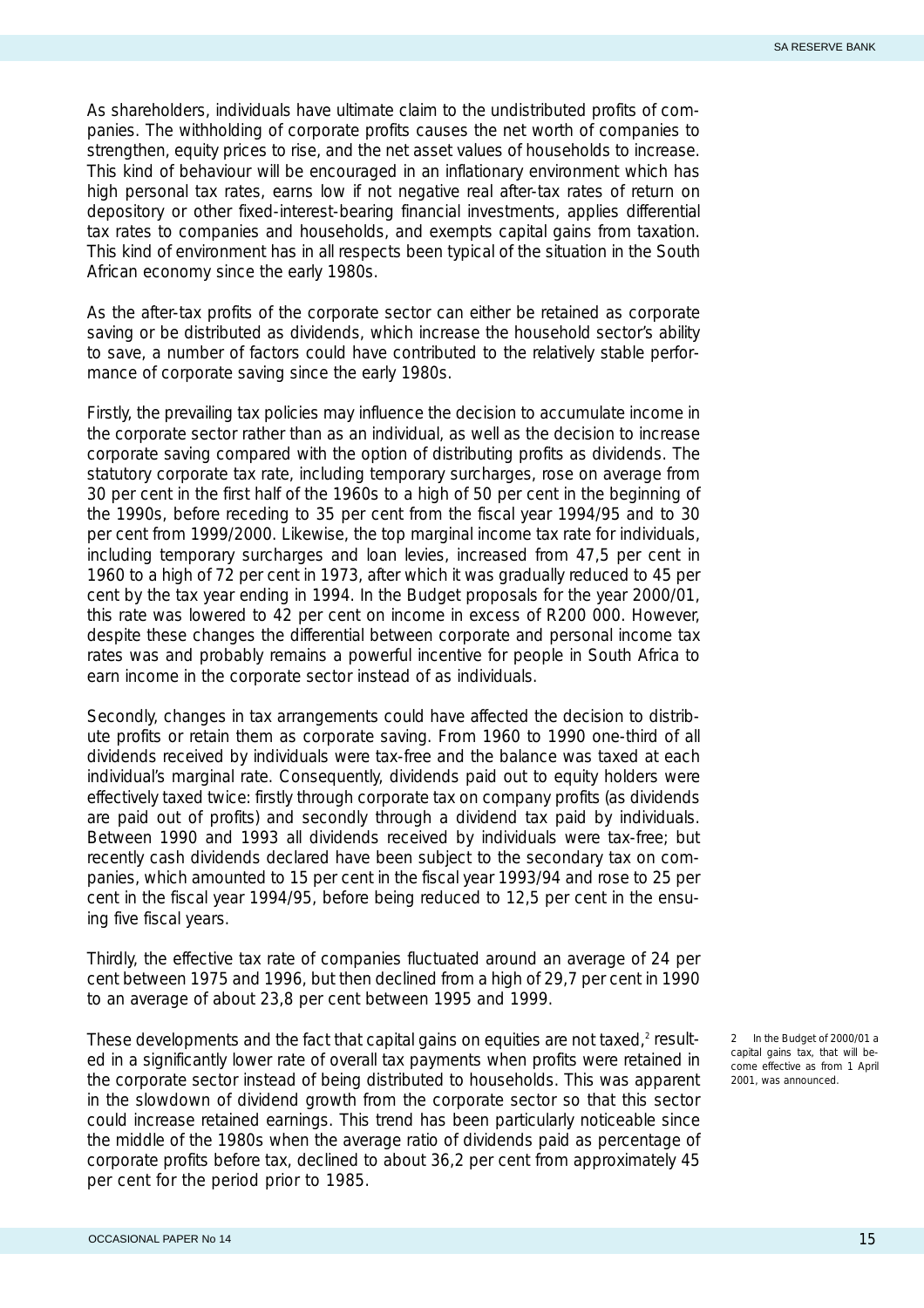As shareholders, individuals have ultimate claim to the undistributed profits of companies. The withholding of corporate profits causes the net worth of companies to strengthen, equity prices to rise, and the net asset values of households to increase. This kind of behaviour will be encouraged in an inflationary environment which has high personal tax rates, earns low if not negative real after-tax rates of return on depository or other fixed-interest-bearing financial investments, applies differential tax rates to companies and households, and exempts capital gains from taxation. This kind of environment has in all respects been typical of the situation in the South African economy since the early 1980s.

As the after-tax profits of the corporate sector can either be retained as corporate saving or be distributed as dividends, which increase the household sector's ability to save, a number of factors could have contributed to the relatively stable performance of corporate saving since the early 1980s.

Firstly, the prevailing tax policies may influence the decision to accumulate income in the corporate sector rather than as an individual, as well as the decision to increase corporate saving compared with the option of distributing profits as dividends. The statutory corporate tax rate, including temporary surcharges, rose on average from 30 per cent in the first half of the 1960s to a high of 50 per cent in the beginning of the 1990s, before receding to 35 per cent from the fiscal year 1994/95 and to 30 per cent from 1999/2000. Likewise, the top marginal income tax rate for individuals, including temporary surcharges and loan levies, increased from 47,5 per cent in 1960 to a high of 72 per cent in 1973, after which it was gradually reduced to 45 per cent by the tax year ending in 1994. In the Budget proposals for the year 2000/01, this rate was lowered to 42 per cent on income in excess of R200 000. However, despite these changes the differential between corporate and personal income tax rates was and probably remains a powerful incentive for people in South Africa to earn income in the corporate sector instead of as individuals.

Secondly, changes in tax arrangements could have affected the decision to distribute profits or retain them as corporate saving. From 1960 to 1990 one-third of all dividends received by individuals were tax-free and the balance was taxed at each individual's marginal rate. Consequently, dividends paid out to equity holders were effectively taxed twice: firstly through corporate tax on company profits (as dividends are paid out of profits) and secondly through a dividend tax paid by individuals. Between 1990 and 1993 all dividends received by individuals were tax-free; but recently cash dividends declared have been subject to the secondary tax on companies, which amounted to 15 per cent in the fiscal year 1993/94 and rose to 25 per cent in the fiscal year 1994/95, before being reduced to 12,5 per cent in the ensuing five fiscal years.

Thirdly, the effective tax rate of companies fluctuated around an average of 24 per cent between 1975 and 1996, but then declined from a high of 29,7 per cent in 1990 to an average of about 23,8 per cent between 1995 and 1999.

These developments and the fact that capital gains on equities are not taxed,[2] resulted in a significantly lower rate of overall tax payments when profits were retained in the corporate sector instead of being distributed to households. This was apparent in the slowdown of dividend growth from the corporate sector so that this sector could increase retained earnings. This trend has been particularly noticeable since the middle of the 1980s when the average ratio of dividends paid as percentage of corporate profits before tax, declined to about 36,2 per cent from approximately 45 per cent for the period prior to 1985.

2 In the Budget of 2000/01 a capital gains tax, that will become effective as from 1 April 2001, was announced.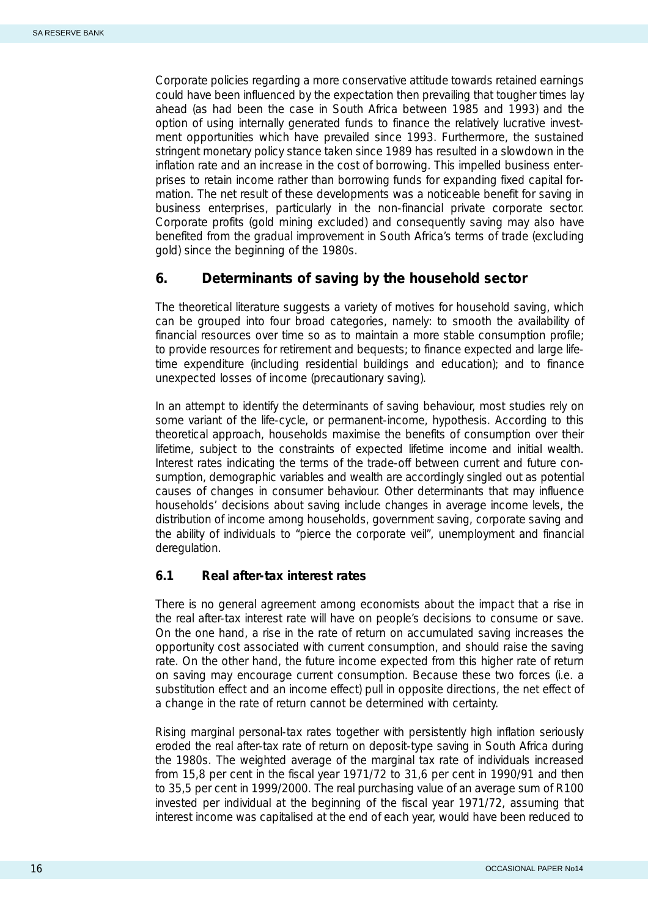Corporate policies regarding a more conservative attitude towards retained earnings could have been influenced by the expectation then prevailing that tougher times lay ahead (as had been the case in South Africa between 1985 and 1993) and the option of using internally generated funds to finance the relatively lucrative investment opportunities which have prevailed since 1993. Furthermore, the sustained stringent monetary policy stance taken since 1989 has resulted in a slowdown in the inflation rate and an increase in the cost of borrowing. This impelled business enterprises to retain income rather than borrowing funds for expanding fixed capital formation. The net result of these developments was a noticeable benefit for saving in business enterprises, particularly in the non-financial private corporate sector. Corporate profits (gold mining excluded) and consequently saving may also have benefited from the gradual improvement in South Africa's terms of trade (excluding gold) since the beginning of the 1980s.

## 6. Determinants of saving by the household sector

The theoretical literature suggests a variety of motives for household saving, which can be grouped into four broad categories, namely: to smooth the availability of financial resources over time so as to maintain a more stable consumption profile; to provide resources for retirement and bequests; to finance expected and large lifetime expenditure (including residential buildings and education); and to finance unexpected losses of income (precautionary saving).

In an attempt to identify the determinants of saving behaviour, most studies rely on some variant of the life-cycle, or permanent-income, hypothesis. According to this theoretical approach, households maximise the benefits of consumption over their lifetime, subject to the constraints of expected lifetime income and initial wealth. Interest rates indicating the terms of the trade-off between current and future consumption, demographic variables and wealth are accordingly singled out as potential causes of changes in consumer behaviour. Other determinants that may influence households' decisions about saving include changes in average income levels, the distribution of income among households, government saving, corporate saving and the ability of individuals to "pierce the corporate veil", unemployment and financial deregulation.

### 6.1 Real after-tax interest rates

There is no general agreement among economists about the impact that a rise in the real after-tax interest rate will have on people's decisions to consume or save. On the one hand, a rise in the rate of return on accumulated saving increases the opportunity cost associated with current consumption, and should raise the saving rate. On the other hand, the future income expected from this higher rate of return on saving may encourage current consumption. Because these two forces (i.e. a substitution effect and an income effect) pull in opposite directions, the net effect of a change in the rate of return cannot be determined with certainty.

Rising marginal personal-tax rates together with persistently high inflation seriously eroded the real after-tax rate of return on deposit-type saving in South Africa during the 1980s. The weighted average of the marginal tax rate of individuals increased from 15,8 per cent in the fiscal year 1971/72 to 31,6 per cent in 1990/91 and then to 35,5 per cent in 1999/2000. The real purchasing value of an average sum of R100 invested per individual at the beginning of the fiscal year 1971/72, assuming that interest income was capitalised at the end of each year, would have been reduced to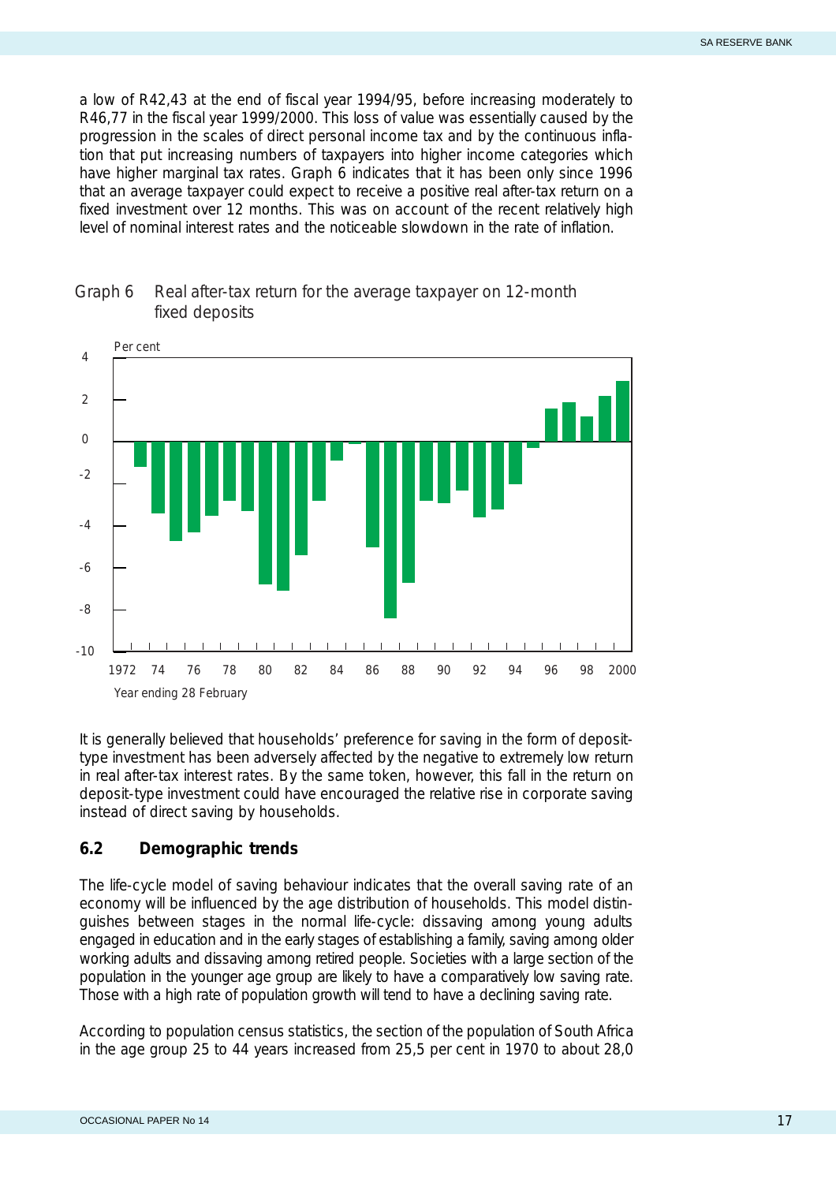a low of R42,43 at the end of fiscal year 1994/95, before increasing moderately to R46,77 in the fiscal year 1999/2000. This loss of value was essentially caused by the progression in the scales of direct personal income tax and by the continuous inflation that put increasing numbers of taxpayers into higher income categories which have higher marginal tax rates. Graph 6 indicates that it has been only since 1996 that an average taxpayer could expect to receive a positive real after-tax return on a fixed investment over 12 months. This was on account of the recent relatively high level of nominal interest rates and the noticeable slowdown in the rate of inflation.

Graph 6 Real after-tax return for the average taxpayer on 12-month fixed deposits

It is generally believed that households' preference for saving in the form of deposit-type investment has been adversely affected by the negative to extremely low return in real after-tax interest rates. By the same token, however, this fall in the return on deposit-type investment could have encouraged the relative rise in corporate saving instead of direct saving by households.

### 6.2 Demographic trends

The life-cycle model of saving behaviour indicates that the overall saving rate of an economy will be influenced by the age distribution of households. This model distinguishes between stages in the normal life-cycle: dissaving among young adults engaged in education and in the early stages of establishing a family, saving among older working adults and dissaving among retired people. Societies with a large section of the population in the younger age group are likely to have a comparatively low saving rate. Those with a high rate of population growth will tend to have a declining saving rate.

According to population census statistics, the section of the population of South Africa in the age group 25 to 44 years increased from 25,5 per cent in 1970 to about 28,0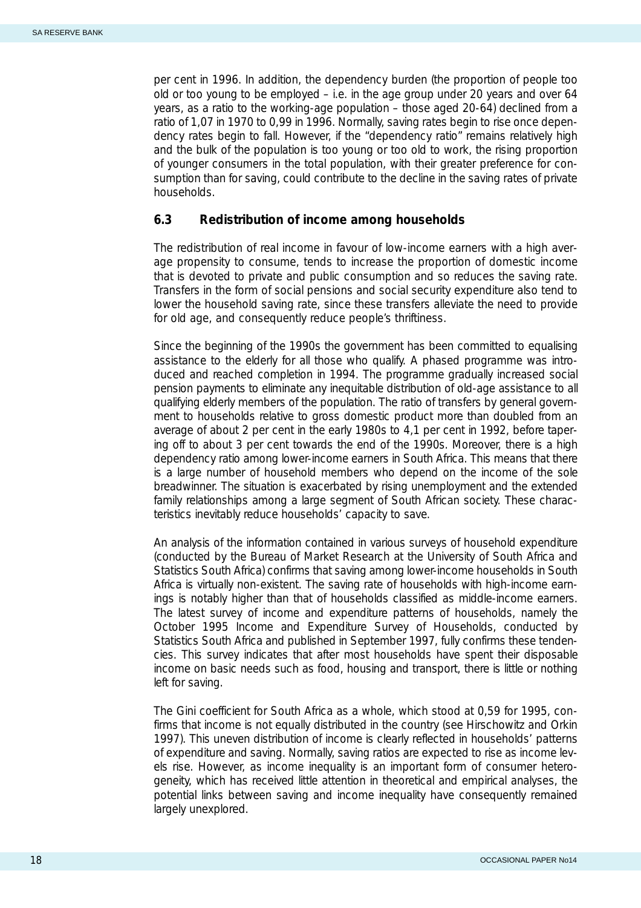per cent in 1996. In addition, the dependency burden (the proportion of people too old or too young to be employed – i.e. in the age group under 20 years and over 64 years, as a ratio to the working-age population – those aged 20-64) declined from a ratio of 1,07 in 1970 to 0,99 in 1996. Normally, saving rates begin to rise once dependency rates begin to fall. However, if the "dependency ratio" remains relatively high and the bulk of the population is too young or too old to work, the rising proportion of younger consumers in the total population, with their greater preference for consumption than for saving, could contribute to the decline in the saving rates of private households.

### 6.3 Redistribution of income among households

The redistribution of real income in favour of low-income earners with a high average propensity to consume, tends to increase the proportion of domestic income that is devoted to private and public consumption and so reduces the saving rate. Transfers in the form of social pensions and social security expenditure also tend to lower the household saving rate, since these transfers alleviate the need to provide for old age, and consequently reduce people's thriftiness.

Since the beginning of the 1990s the government has been committed to equalising assistance to the elderly for all those who qualify. A phased programme was introduced and reached completion in 1994. The programme gradually increased social pension payments to eliminate any inequitable distribution of old-age assistance to all qualifying elderly members of the population. The ratio of transfers by general government to households relative to gross domestic product more than doubled from an average of about 2 per cent in the early 1980s to 4,1 per cent in 1992, before tapering off to about 3 per cent towards the end of the 1990s. Moreover, there is a high dependency ratio among lower-income earners in South Africa. This means that there is a large number of household members who depend on the income of the sole breadwinner. The situation is exacerbated by rising unemployment and the extended family relationships among a large segment of South African society. These characteristics inevitably reduce households' capacity to save.

An analysis of the information contained in various surveys of household expenditure (conducted by the Bureau of Market Research at the University of South Africa and Statistics South Africa) confirms that saving among lower-income households in South Africa is virtually non-existent. The saving rate of households with high-income earnings is notably higher than that of households classified as middle-income earners. The latest survey of income and expenditure patterns of households, namely the October 1995 Income and Expenditure Survey of Households, conducted by Statistics South Africa and published in September 1997, fully confirms these tendencies. This survey indicates that after most households have spent their disposable income on basic needs such as food, housing and transport, there is little or nothing left for saving.

The Gini coefficient for South Africa as a whole, which stood at 0,59 for 1995, confirms that income is not equally distributed in the country (see Hirschowitz and Orkin 1997). This uneven distribution of income is clearly reflected in households' patterns of expenditure and saving. Normally, saving ratios are expected to rise as income levels rise. However, as income inequality is an important form of consumer heterogeneity, which has received little attention in theoretical and empirical analyses, the potential links between saving and income inequality have consequently remained largely unexplored.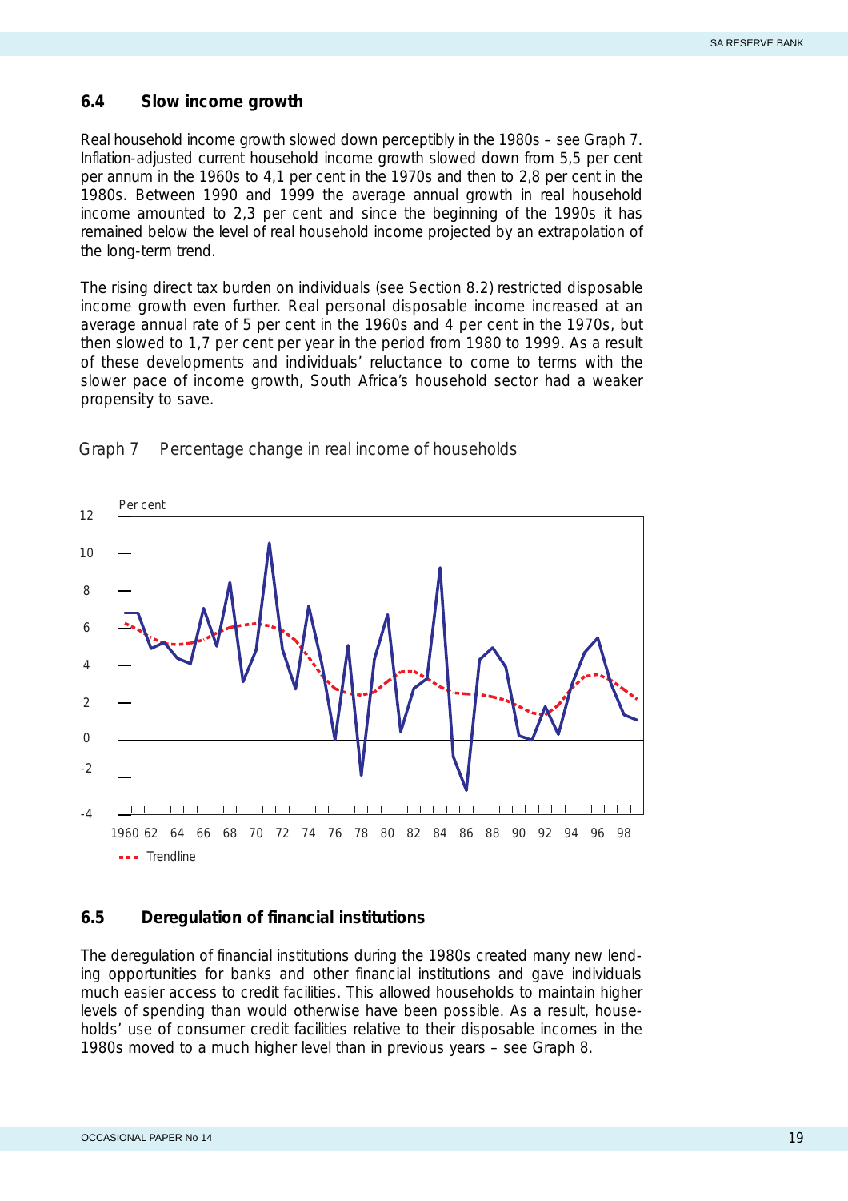## 6.4 Slow income growth

Real household income growth slowed down perceptibly in the 1980s – see Graph 7. Inflation-adjusted current household income growth slowed down from 5,5 per cent per annum in the 1960s to 4,1 per cent in the 1970s and then to 2,8 per cent in the 1980s. Between 1990 and 1999 the average annual growth in real household income amounted to 2,3 per cent and since the beginning of the 1990s it has remained below the level of real household income projected by an extrapolation of the long-term trend.

The rising direct tax burden on individuals (see Section 8.2) restricted disposable income growth even further. Real personal disposable income increased at an average annual rate of 5 per cent in the 1960s and 4 per cent in the 1970s, but then slowed to 1,7 per cent per year in the period from 1980 to 1999. As a result of these developments and individuals' reluctance to come to terms with the slower pace of income growth, South Africa's household sector had a weaker propensity to save.

Graph 7 Percentage change in real income of households

## 6.5 Deregulation of financial institutions

The deregulation of financial institutions during the 1980s created many new lending opportunities for banks and other financial institutions and gave individuals much easier access to credit facilities. This allowed households to maintain higher levels of spending than would otherwise have been possible. As a result, households' use of consumer credit facilities relative to their disposable incomes in the 1980s moved to a much higher level than in previous years – see Graph 8.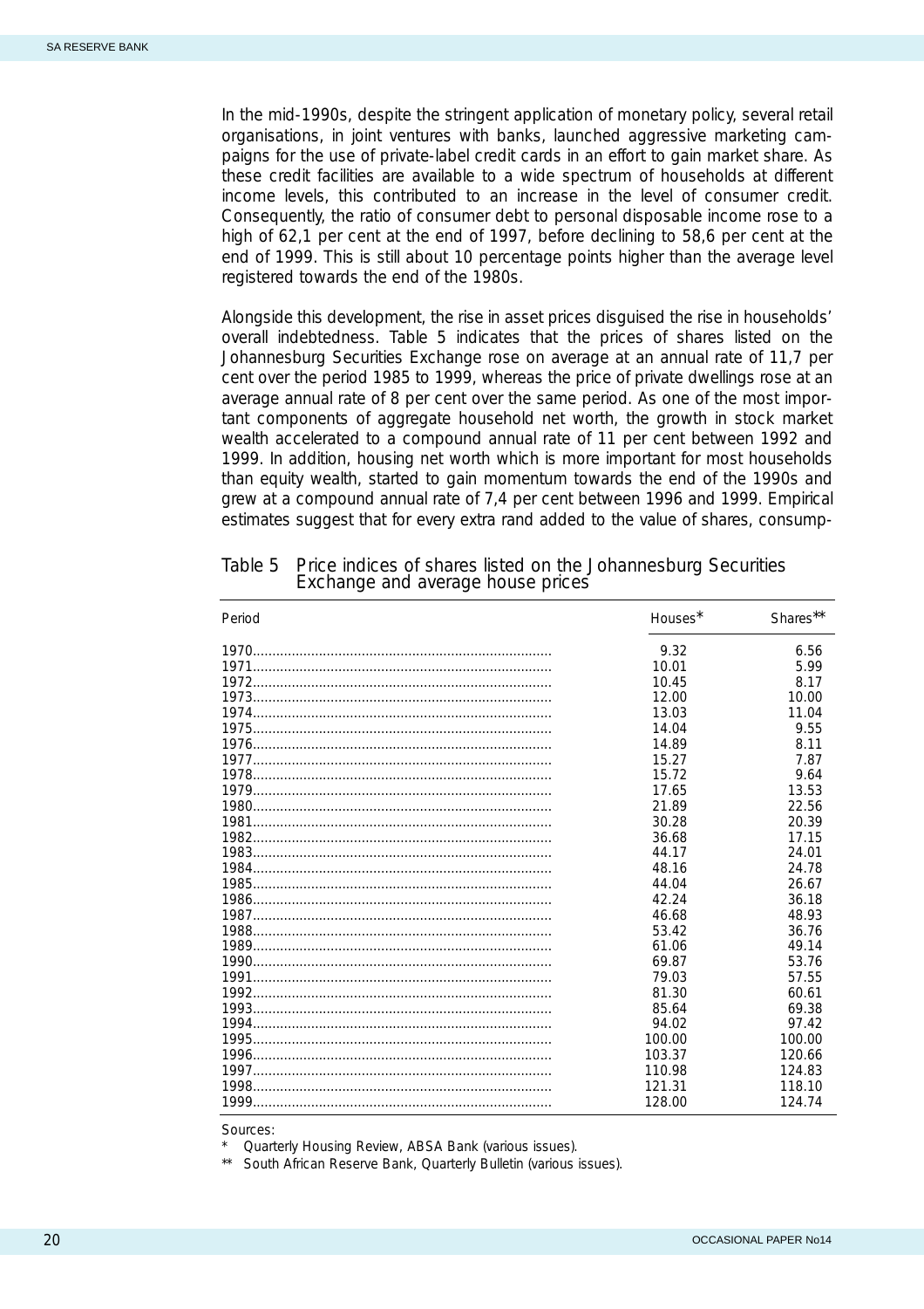In the mid-1990s, despite the stringent application of monetary policy, several retail organisations, in joint ventures with banks, launched aggressive marketing campaigns for the use of private-label credit cards in an effort to gain market share. As these credit facilities are available to a wide spectrum of households at different income levels, this contributed to an increase in the level of consumer credit. Consequently, the ratio of consumer debt to personal disposable income rose to a high of 62,1 per cent at the end of 1997, before declining to 58,6 per cent at the end of 1999. This is still about 10 percentage points higher than the average level registered towards the end of the 1980s.

Alongside this development, the rise in asset prices disguised the rise in households' overall indebtedness. Table 5 indicates that the prices of shares listed on the Johannesburg Securities Exchange rose on average at an annual rate of 11,7 per cent over the period 1985 to 1999, whereas the price of private dwellings rose at an average annual rate of 8 per cent over the same period. As one of the most important components of aggregate household net worth, the growth in stock market wealth accelerated to a compound annual rate of 11 per cent between 1992 and 1999. In addition, housing net worth which is more important for most households than equity wealth, started to gain momentum towards the end of the 1990s and grew at a compound annual rate of 7,4 per cent between 1996 and 1999. Empirical estimates suggest that for every extra rand added to the value of shares, consump-

Table 5 Price indices of shares listed on the Johannesburg Securities Exchange and average house prices

| Period | Houses* | Shares** |
|---|---|---|
| 1970 | 9.32 | 6.56 |
| 1971 | 10.01 | 5.99 |
| 1972 | 10.45 | 8.17 |
| 1973 | 12.00 | 10.00 |
| 1974 | 13.03 | 11.04 |
| 1975 | 14.04 | 9.55 |
| 1976 | 14.89 | 8.11 |
| 1977 | 15.27 | 7.87 |
| 1978 | 15.72 | 9.64 |
| 1979 | 17.65 | 13.53 |
| 1980 | 21.89 | 22.56 |
| 1981 | 30.28 | 20.39 |
| 1982 | 36.68 | 17.15 |
| 1983 | 44.17 | 24.01 |
| 1984 | 48.16 | 24.78 |
| 1985 | 44.04 | 26.67 |
| 1986 | 42.24 | 36.18 |
| 1987 | 46.68 | 48.93 |
| 1988 | 53.42 | 36.76 |
| 1989 | 61.06 | 49.14 |
| 1990 | 69.87 | 53.76 |
| 1991 | 79.03 | 57.55 |
| 1992 | 81.30 | 60.61 |
| 1993 | 85.64 | 69.38 |
| 1994 | 94.02 | 97.42 |
| 1995 | 100.00 | 100.00 |
| 1996 | 103.37 | 120.66 |
| 1997 | 110.98 | 124.83 |
| 1998 | 121.31 | 118.10 |
| 1999 | 128.00 | 124.74 |

Sources:

\* Quarterly Housing Review, ABSA Bank (various issues).

** South African Reserve Bank, Quarterly Bulletin (various issues).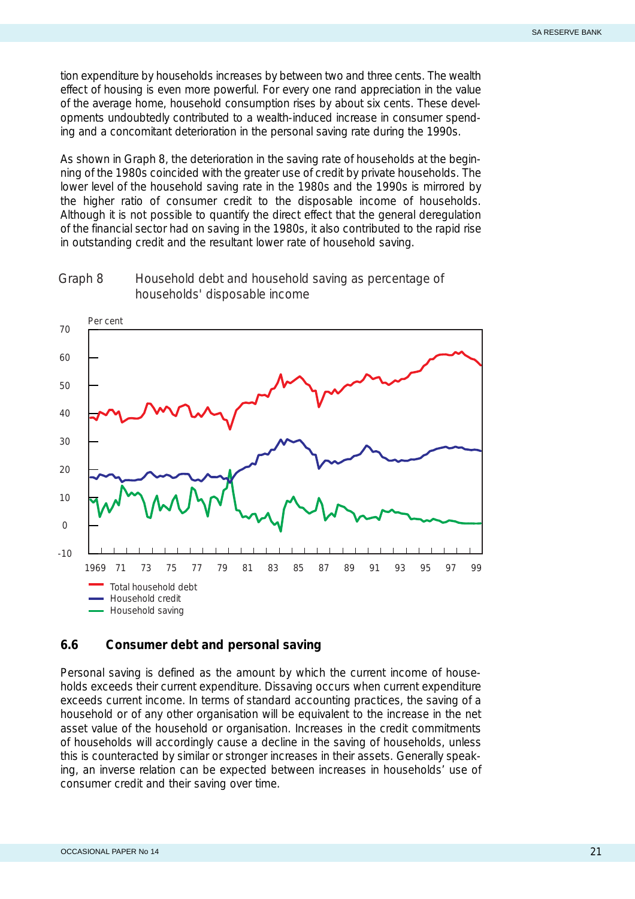tion expenditure by households increases by between two and three cents. The wealth effect of housing is even more powerful. For every one rand appreciation in the value of the average home, household consumption rises by about six cents. These developments undoubtedly contributed to a wealth-induced increase in consumer spending and a concomitant deterioration in the personal saving rate during the 1990s.

As shown in Graph 8, the deterioration in the saving rate of households at the beginning of the 1980s coincided with the greater use of credit by private households. The lower level of the household saving rate in the 1980s and the 1990s is mirrored by the higher ratio of consumer credit to the disposable income of households. Although it is not possible to quantify the direct effect that the general deregulation of the financial sector had on saving in the 1980s, it also contributed to the rapid rise in outstanding credit and the resultant lower rate of household saving.

Graph 8 Household debt and household saving as percentage of households' disposable income

Per cent

- Total household debt
- Household credit
- Household saving

### 6.6 Consumer debt and personal saving

Personal saving is defined as the amount by which the current income of households exceeds their current expenditure. Dissaving occurs when current expenditure exceeds current income. In terms of standard accounting practices, the saving of a household or of any other organisation will be equivalent to the increase in the net asset value of the household or organisation. Increases in the credit commitments of households will accordingly cause a decline in the saving of households, unless this is counteracted by similar or stronger increases in their assets. Generally speaking, an inverse relation can be expected between increases in households' use of consumer credit and their saving over time.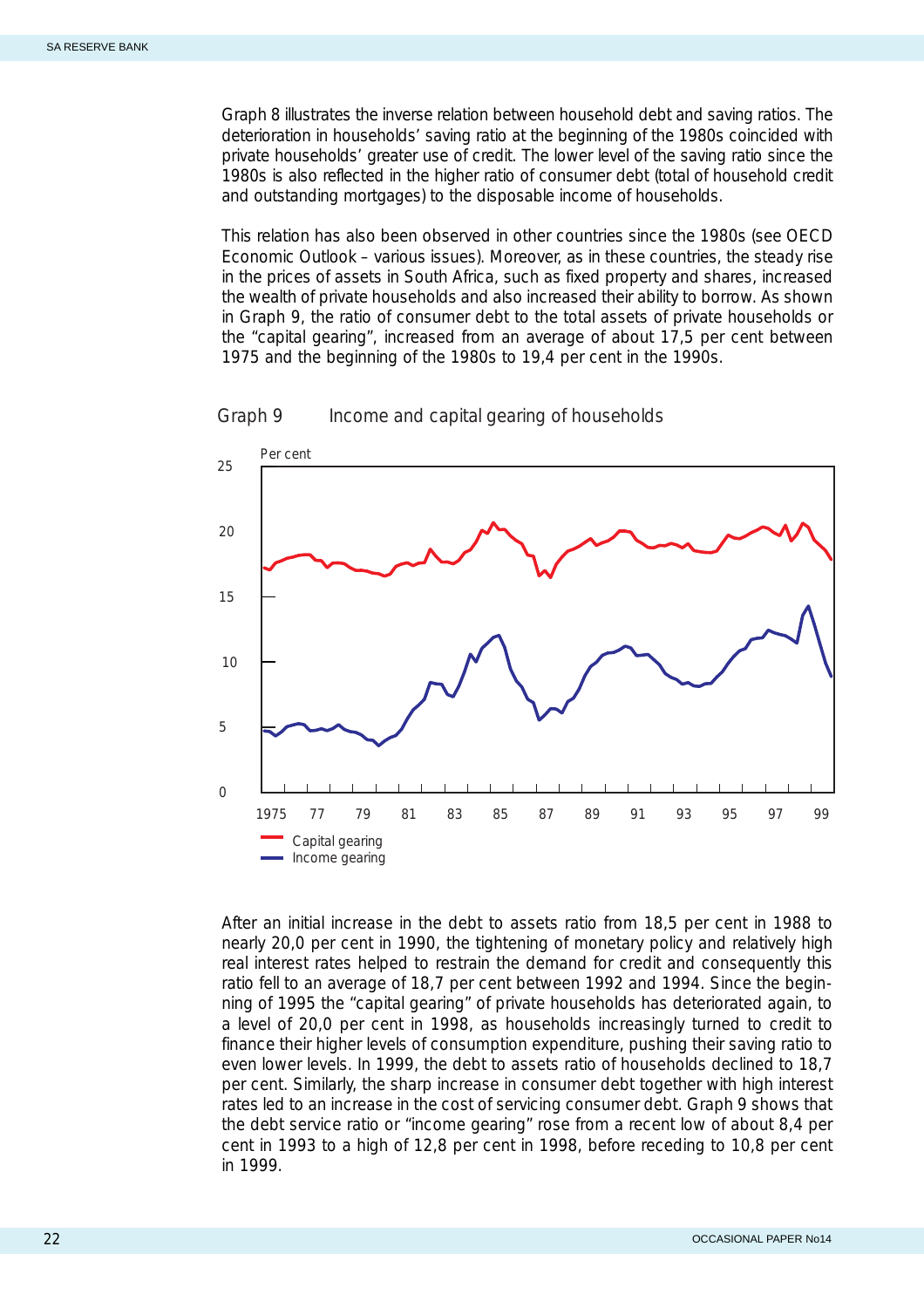Graph 8 illustrates the inverse relation between household debt and saving ratios. The deterioration in households' saving ratio at the beginning of the 1980s coincided with private households' greater use of credit. The lower level of the saving ratio since the 1980s is also reflected in the higher ratio of consumer debt (total of household credit and outstanding mortgages) to the disposable income of households.

This relation has also been observed in other countries since the 1980s (see OECD Economic Outlook – various issues). Moreover, as in these countries, the steady rise in the prices of assets in South Africa, such as fixed property and shares, increased the wealth of private households and also increased their ability to borrow. As shown in Graph 9, the ratio of consumer debt to the total assets of private households or the "capital gearing", increased from an average of about 17,5 per cent between 1975 and the beginning of the 1980s to 19,4 per cent in the 1990s.

Graph 9 Income and capital gearing of households

After an initial increase in the debt to assets ratio from 18,5 per cent in 1988 to nearly 20,0 per cent in 1990, the tightening of monetary policy and relatively high real interest rates helped to restrain the demand for credit and consequently this ratio fell to an average of 18,7 per cent between 1992 and 1994. Since the beginning of 1995 the "capital gearing" of private households has deteriorated again, to a level of 20,0 per cent in 1998, as households increasingly turned to credit to finance their higher levels of consumption expenditure, pushing their saving ratio to even lower levels. In 1999, the debt to assets ratio of households declined to 18,7 per cent. Similarly, the sharp increase in consumer debt together with high interest rates led to an increase in the cost of servicing consumer debt. Graph 9 shows that the debt service ratio or "income gearing" rose from a recent low of about 8,4 per cent in 1993 to a high of 12,8 per cent in 1998, before receding to 10,8 per cent in 1999.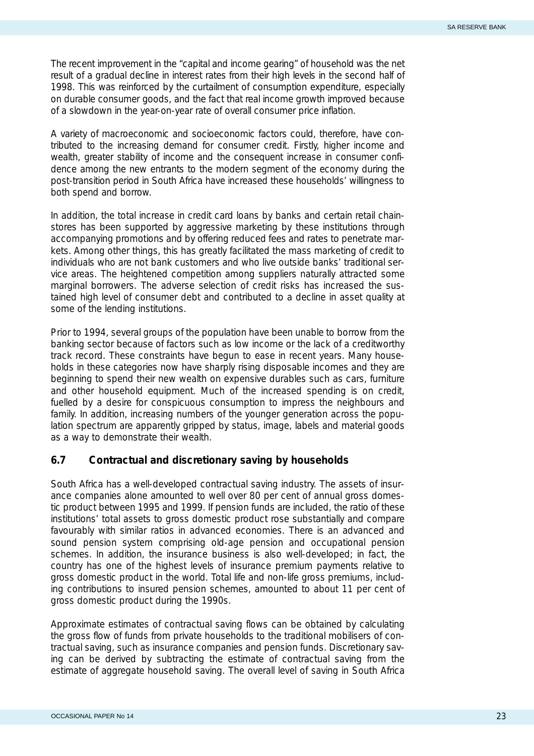The recent improvement in the "capital and income gearing" of household was the net result of a gradual decline in interest rates from their high levels in the second half of 1998. This was reinforced by the curtailment of consumption expenditure, especially on durable consumer goods, and the fact that real income growth improved because of a slowdown in the year-on-year rate of overall consumer price inflation.

A variety of macroeconomic and socioeconomic factors could, therefore, have contributed to the increasing demand for consumer credit. Firstly, higher income and wealth, greater stability of income and the consequent increase in consumer confidence among the new entrants to the modern segment of the economy during the post-transition period in South Africa have increased these households' willingness to both spend and borrow.

In addition, the total increase in credit card loans by banks and certain retail chainstores has been supported by aggressive marketing by these institutions through accompanying promotions and by offering reduced fees and rates to penetrate markets. Among other things, this has greatly facilitated the mass marketing of credit to individuals who are not bank customers and who live outside banks' traditional service areas. The heightened competition among suppliers naturally attracted some marginal borrowers. The adverse selection of credit risks has increased the sustained high level of consumer debt and contributed to a decline in asset quality at some of the lending institutions.

Prior to 1994, several groups of the population have been unable to borrow from the banking sector because of factors such as low income or the lack of a creditworthy track record. These constraints have begun to ease in recent years. Many households in these categories now have sharply rising disposable incomes and they are beginning to spend their new wealth on expensive durables such as cars, furniture and other household equipment. Much of the increased spending is on credit, fuelled by a desire for conspicuous consumption to impress the neighbours and family. In addition, increasing numbers of the younger generation across the population spectrum are apparently gripped by status, image, labels and material goods as a way to demonstrate their wealth.

## 6.7 Contractual and discretionary saving by households

South Africa has a well-developed contractual saving industry. The assets of insurance companies alone amounted to well over 80 per cent of annual gross domestic product between 1995 and 1999. If pension funds are included, the ratio of these institutions' total assets to gross domestic product rose substantially and compare favourably with similar ratios in advanced economies. There is an advanced and sound pension system comprising old-age pension and occupational pension schemes. In addition, the insurance business is also well-developed; in fact, the country has one of the highest levels of insurance premium payments relative to gross domestic product in the world. Total life and non-life gross premiums, including contributions to insured pension schemes, amounted to about 11 per cent of gross domestic product during the 1990s.

Approximate estimates of contractual saving flows can be obtained by calculating the gross flow of funds from private households to the traditional mobilisers of contractual saving, such as insurance companies and pension funds. Discretionary saving can be derived by subtracting the estimate of contractual saving from the estimate of aggregate household saving. The overall level of saving in South Africa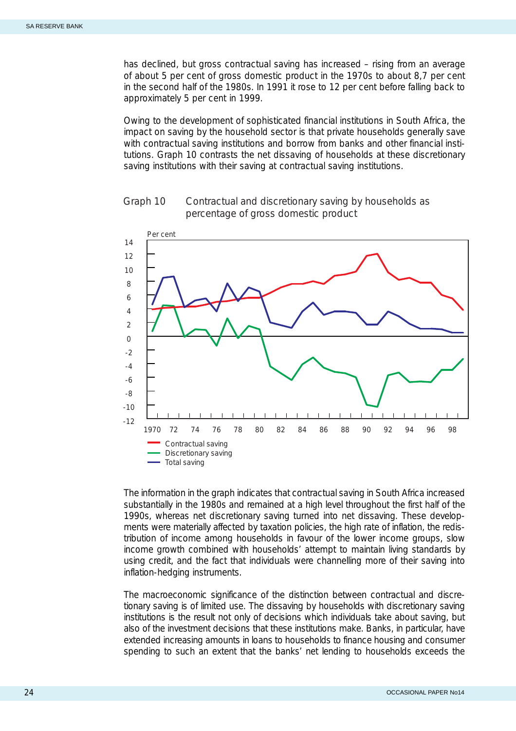has declined, but gross contractual saving has increased – rising from an average of about 5 per cent of gross domestic product in the 1970s to about 8,7 per cent in the second half of the 1980s. In 1991 it rose to 12 per cent before falling back to approximately 5 per cent in 1999.

Owing to the development of sophisticated financial institutions in South Africa, the impact on saving by the household sector is that private households generally save with contractual saving institutions and borrow from banks and other financial institutions. Graph 10 contrasts the net dissaving of households at these discretionary saving institutions with their saving at contractual saving institutions.

Graph 10 Contractual and discretionary saving by households as percentage of gross domestic product

The information in the graph indicates that contractual saving in South Africa increased substantially in the 1980s and remained at a high level throughout the first half of the 1990s, whereas net discretionary saving turned into net dissaving. These developments were materially affected by taxation policies, the high rate of inflation, the redistribution of income among households in favour of the lower income groups, slow income growth combined with households' attempt to maintain living standards by using credit, and the fact that individuals were channelling more of their saving into inflation-hedging instruments.

The macroeconomic significance of the distinction between contractual and discretionary saving is of limited use. The dissaving by households with discretionary saving institutions is the result not only of decisions which individuals take about saving, but also of the investment decisions that these institutions make. Banks, in particular, have extended increasing amounts in loans to households to finance housing and consumer spending to such an extent that the banks' net lending to households exceeds the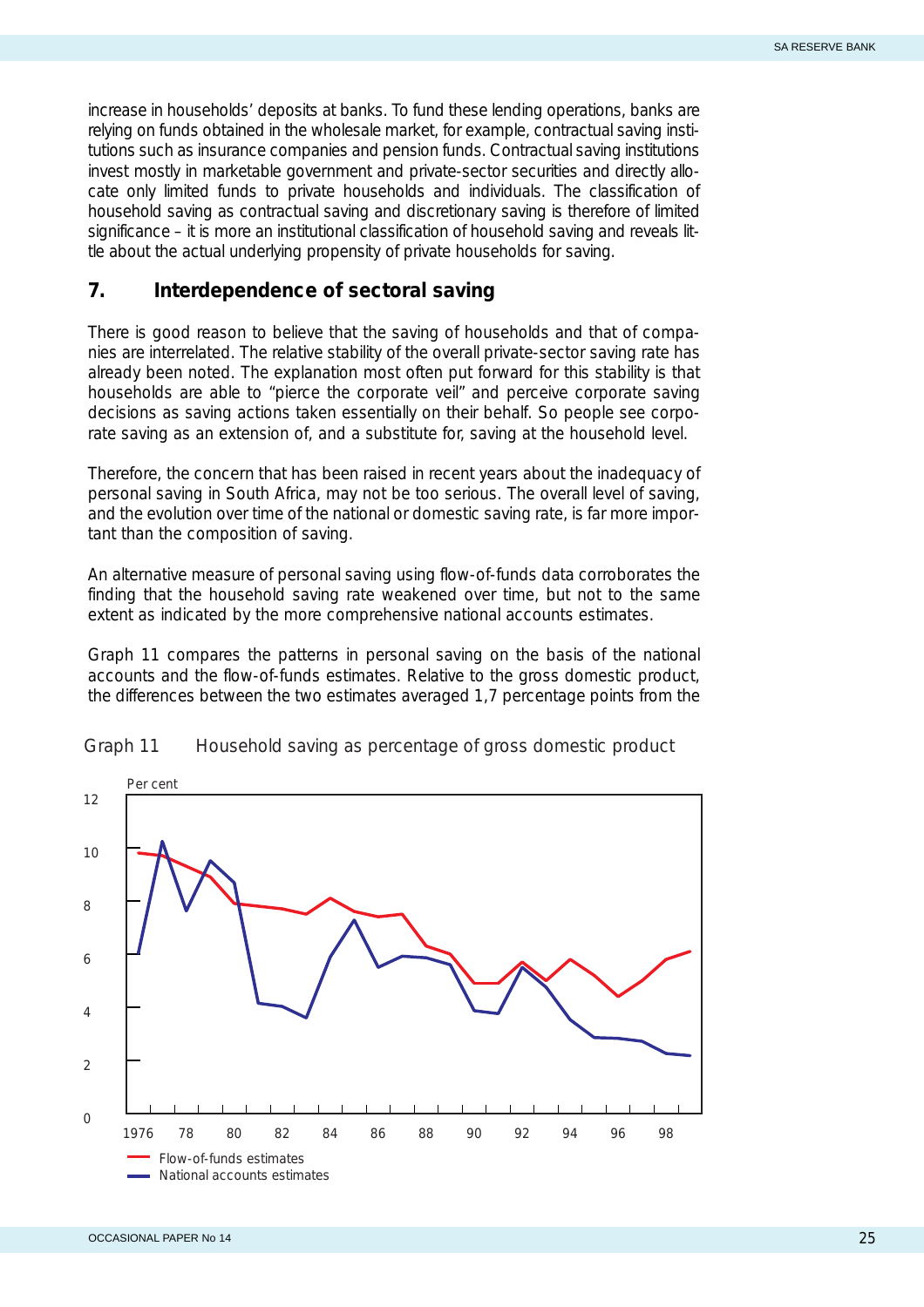increase in households' deposits at banks. To fund these lending operations, banks are relying on funds obtained in the wholesale market, for example, contractual saving institutions such as insurance companies and pension funds. Contractual saving institutions invest mostly in marketable government and private-sector securities and directly allocate only limited funds to private households and individuals. The classification of household saving as contractual saving and discretionary saving is therefore of limited significance – it is more an institutional classification of household saving and reveals little about the actual underlying propensity of private households for saving.

## 7. Interdependence of sectoral saving

There is good reason to believe that the saving of households and that of companies are interrelated. The relative stability of the overall private-sector saving rate has already been noted. The explanation most often put forward for this stability is that households are able to "pierce the corporate veil" and perceive corporate saving decisions as saving actions taken essentially on their behalf. So people see corporate saving as an extension of, and a substitute for, saving at the household level.

Therefore, the concern that has been raised in recent years about the inadequacy of personal saving in South Africa, may not be too serious. The overall level of saving, and the evolution over time of the national or domestic saving rate, is far more important than the composition of saving.

An alternative measure of personal saving using flow-of-funds data corroborates the finding that the household saving rate weakened over time, but not to the same extent as indicated by the more comprehensive national accounts estimates.

Graph 11 compares the patterns in personal saving on the basis of the national accounts and the flow-of-funds estimates. Relative to the gross domestic product, the differences between the two estimates averaged 1,7 percentage points from the

Graph 11 Household saving as percentage of gross domestic product

Per cent

Flow-of-funds estimates
National accounts estimates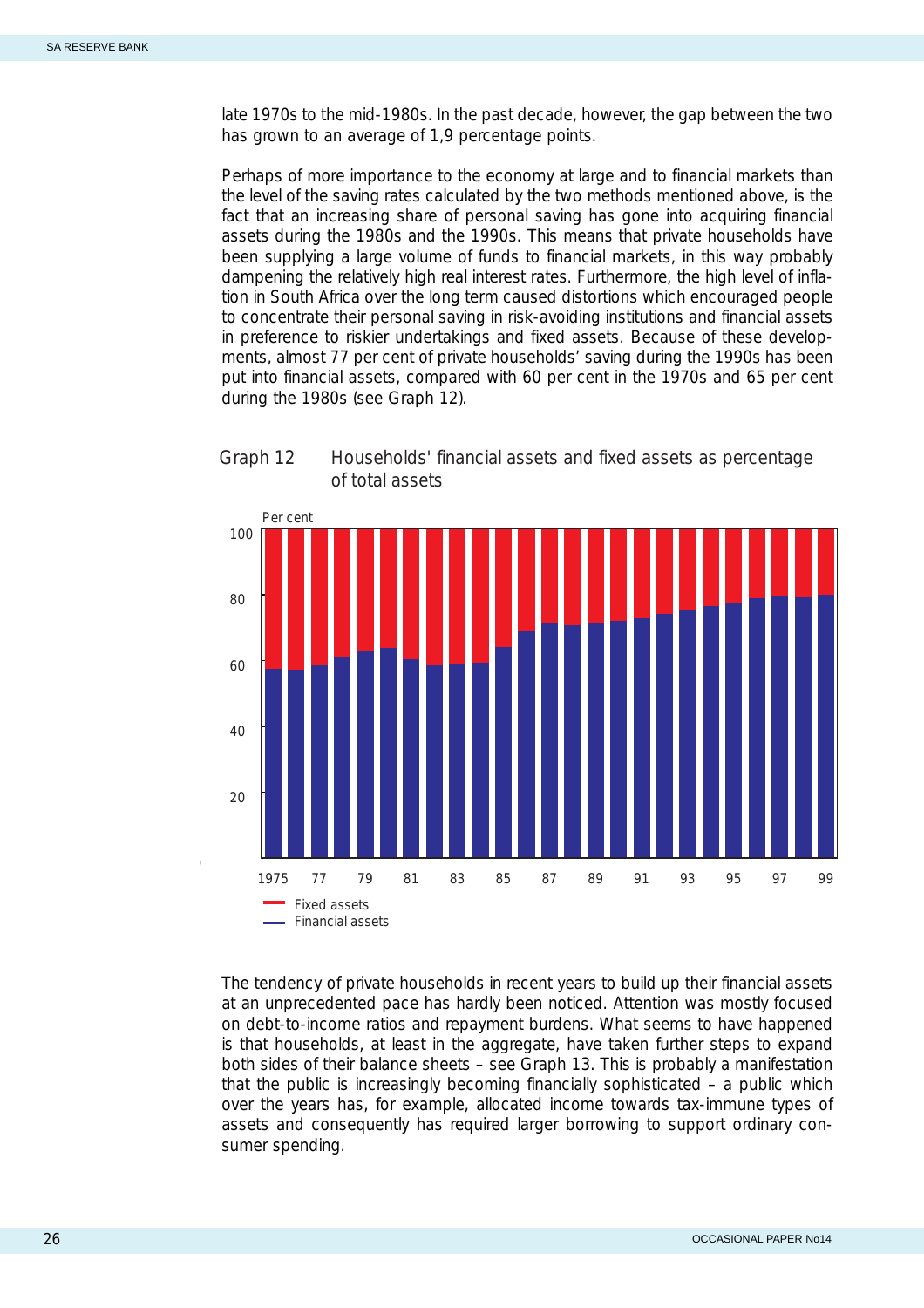late 1970s to the mid-1980s. In the past decade, however, the gap between the two has grown to an average of 1,9 percentage points.

Perhaps of more importance to the economy at large and to financial markets than the level of the saving rates calculated by the two methods mentioned above, is the fact that an increasing share of personal saving has gone into acquiring financial assets during the 1980s and the 1990s. This means that private households have been supplying a large volume of funds to financial markets, in this way probably dampening the relatively high real interest rates. Furthermore, the high level of inflation in South Africa over the long term caused distortions which encouraged people to concentrate their personal saving in risk-avoiding institutions and financial assets in preference to riskier undertakings and fixed assets. Because of these developments, almost 77 per cent of private households' saving during the 1990s has been put into financial assets, compared with 60 per cent in the 1970s and 65 per cent during the 1980s (see Graph 12).

Graph 12 Households' financial assets and fixed assets as percentage of total assets

Per cent

100

80

60

40

20

1975 77 79 81 83 85 87 89 91 93 95 97 99

Fixed assets

Financial assets

The tendency of private households in recent years to build up their financial assets at an unprecedented pace has hardly been noticed. Attention was mostly focused on debt-to-income ratios and repayment burdens. What seems to have happened is that households, at least in the aggregate, have taken further steps to expand both sides of their balance sheets – see Graph 13. This is probably a manifestation that the public is increasingly becoming financially sophisticated – a public which over the years has, for example, allocated income towards tax-immune types of assets and consequently has required larger borrowing to support ordinary consumer spending.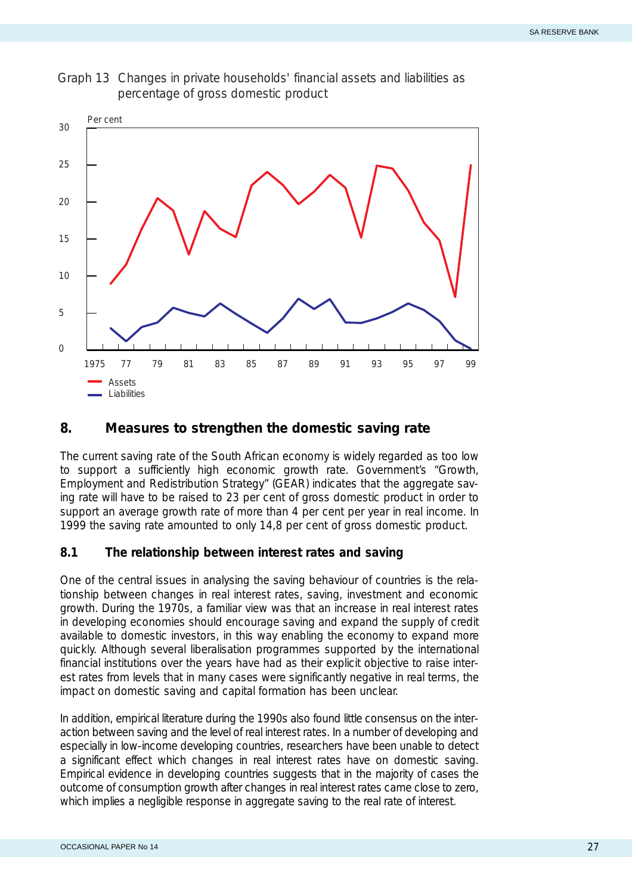Graph 13 Changes in private households' financial assets and liabilities as percentage of gross domestic product

## 8. Measures to strengthen the domestic saving rate

The current saving rate of the South African economy is widely regarded as too low to support a sufficiently high economic growth rate. Government's "Growth, Employment and Redistribution Strategy" (GEAR) indicates that the aggregate saving rate will have to be raised to 23 per cent of gross domestic product in order to support an average growth rate of more than 4 per cent per year in real income. In 1999 the saving rate amounted to only 14,8 per cent of gross domestic product.

### 8.1 The relationship between interest rates and saving

One of the central issues in analysing the saving behaviour of countries is the relationship between changes in real interest rates, saving, investment and economic growth. During the 1970s, a familiar view was that an increase in real interest rates in developing economies should encourage saving and expand the supply of credit available to domestic investors, in this way enabling the economy to expand more quickly. Although several liberalisation programmes supported by the international financial institutions over the years have had as their explicit objective to raise interest rates from levels that in many cases were significantly negative in real terms, the impact on domestic saving and capital formation has been unclear.

In addition, empirical literature during the 1990s also found little consensus on the interaction between saving and the level of real interest rates. In a number of developing and especially in low-income developing countries, researchers have been unable to detect a significant effect which changes in real interest rates have on domestic saving. Empirical evidence in developing countries suggests that in the majority of cases the outcome of consumption growth after changes in real interest rates came close to zero, which implies a negligible response in aggregate saving to the real rate of interest.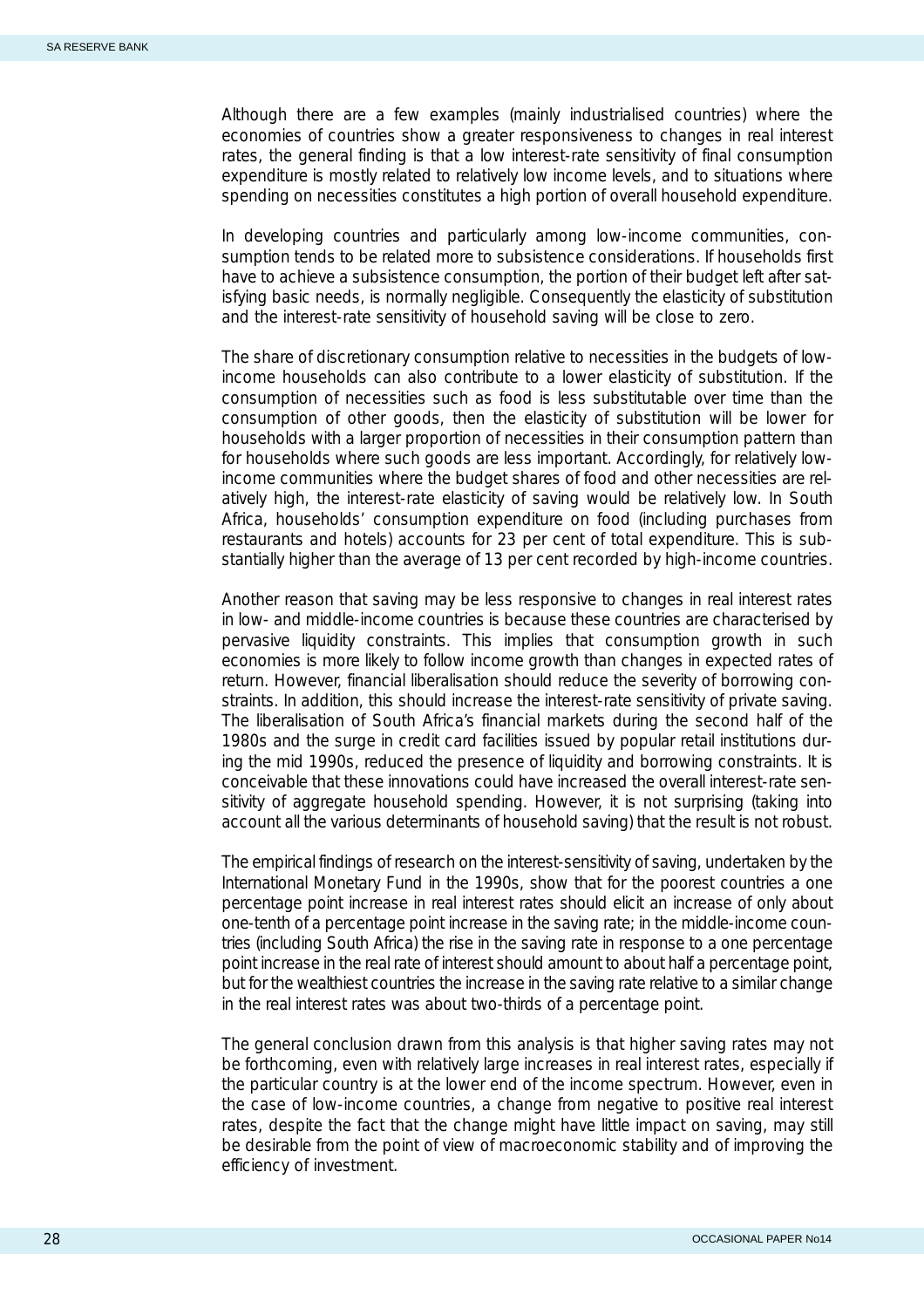Although there are a few examples (mainly industrialised countries) where the economies of countries show a greater responsiveness to changes in real interest rates, the general finding is that a low interest-rate sensitivity of final consumption expenditure is mostly related to relatively low income levels, and to situations where spending on necessities constitutes a high portion of overall household expenditure.

In developing countries and particularly among low-income communities, consumption tends to be related more to subsistence considerations. If households first have to achieve a subsistence consumption, the portion of their budget left after satisfying basic needs, is normally negligible. Consequently the elasticity of substitution and the interest-rate sensitivity of household saving will be close to zero.

The share of discretionary consumption relative to necessities in the budgets of low-income households can also contribute to a lower elasticity of substitution. If the consumption of necessities such as food is less substitutable over time than the consumption of other goods, then the elasticity of substitution will be lower for households with a larger proportion of necessities in their consumption pattern than for households where such goods are less important. Accordingly, for relatively low-income communities where the budget shares of food and other necessities are relatively high, the interest-rate elasticity of saving would be relatively low. In South Africa, households' consumption expenditure on food (including purchases from restaurants and hotels) accounts for 23 per cent of total expenditure. This is substantially higher than the average of 13 per cent recorded by high-income countries.

Another reason that saving may be less responsive to changes in real interest rates in low- and middle-income countries is because these countries are characterised by pervasive liquidity constraints. This implies that consumption growth in such economies is more likely to follow income growth than changes in expected rates of return. However, financial liberalisation should reduce the severity of borrowing constraints. In addition, this should increase the interest-rate sensitivity of private saving. The liberalisation of South Africa's financial markets during the second half of the 1980s and the surge in credit card facilities issued by popular retail institutions during the mid 1990s, reduced the presence of liquidity and borrowing constraints. It is conceivable that these innovations could have increased the overall interest-rate sensitivity of aggregate household spending. However, it is not surprising (taking into account all the various determinants of household saving) that the result is not robust.

The empirical findings of research on the interest-sensitivity of saving, undertaken by the International Monetary Fund in the 1990s, show that for the poorest countries a one percentage point increase in real interest rates should elicit an increase of only about one-tenth of a percentage point increase in the saving rate; in the middle-income countries (including South Africa) the rise in the saving rate in response to a one percentage point increase in the real rate of interest should amount to about half a percentage point, but for the wealthiest countries the increase in the saving rate relative to a similar change in the real interest rates was about two-thirds of a percentage point.

The general conclusion drawn from this analysis is that higher saving rates may not be forthcoming, even with relatively large increases in real interest rates, especially if the particular country is at the lower end of the income spectrum. However, even in the case of low-income countries, a change from negative to positive real interest rates, despite the fact that the change might have little impact on saving, may still be desirable from the point of view of macroeconomic stability and of improving the efficiency of investment.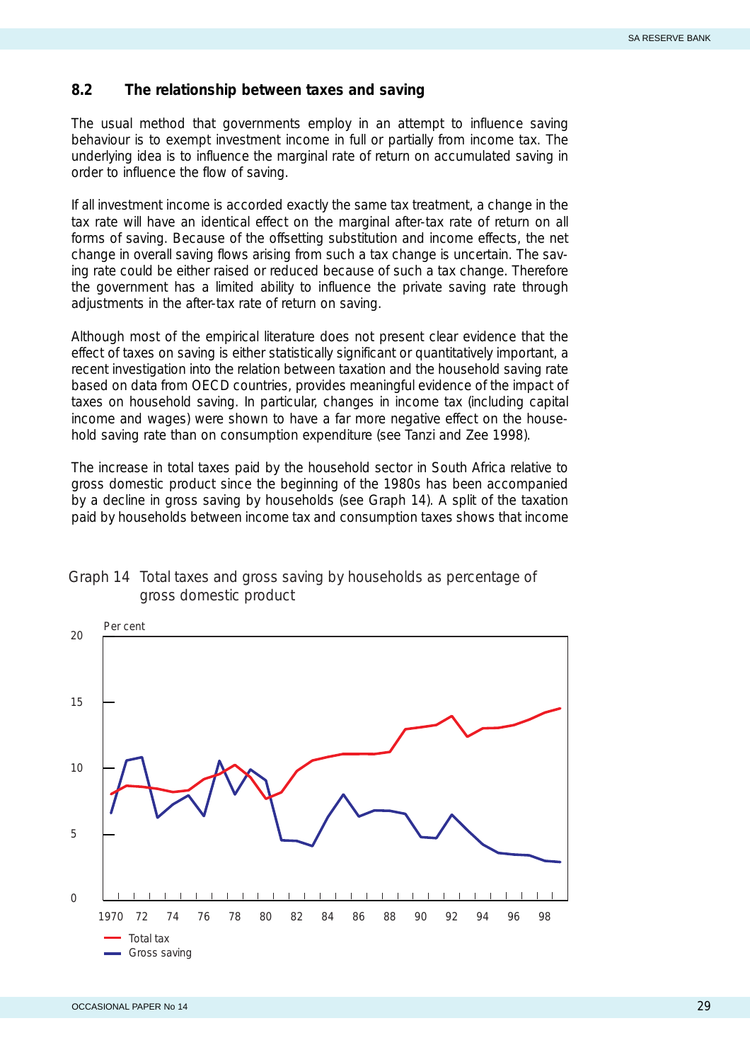### 8.2 The relationship between taxes and saving

The usual method that governments employ in an attempt to influence saving behaviour is to exempt investment income in full or partially from income tax. The underlying idea is to influence the marginal rate of return on accumulated saving in order to influence the flow of saving.

If all investment income is accorded exactly the same tax treatment, a change in the tax rate will have an identical effect on the marginal after-tax rate of return on all forms of saving. Because of the offsetting substitution and income effects, the net change in overall saving flows arising from such a tax change is uncertain. The saving rate could be either raised or reduced because of such a tax change. Therefore the government has a limited ability to influence the private saving rate through adjustments in the after-tax rate of return on saving.

Although most of the empirical literature does not present clear evidence that the effect of taxes on saving is either statistically significant or quantitatively important, a recent investigation into the relation between taxation and the household saving rate based on data from OECD countries, provides meaningful evidence of the impact of taxes on household saving. In particular, changes in income tax (including capital income and wages) were shown to have a far more negative effect on the household saving rate than on consumption expenditure (see Tanzi and Zee 1998).

The increase in total taxes paid by the household sector in South Africa relative to gross domestic product since the beginning of the 1980s has been accompanied by a decline in gross saving by households (see Graph 14). A split of the taxation paid by households between income tax and consumption taxes shows that income

Graph 14 Total taxes and gross saving by households as percentage of gross domestic product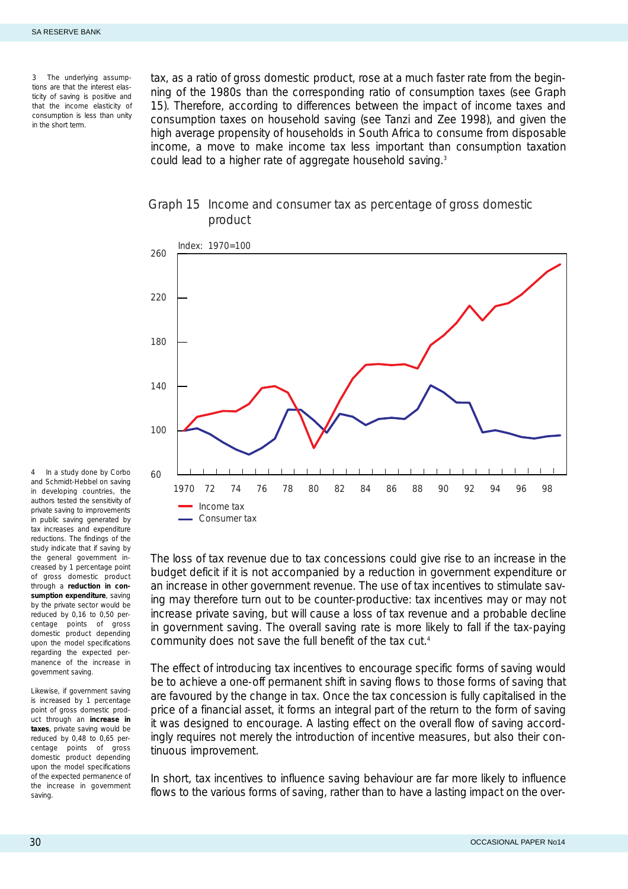tax, as a ratio of gross domestic product, rose at a much faster rate from the beginning of the 1980s than the corresponding ratio of consumption taxes (see Graph 15). Therefore, according to differences between the impact of income taxes and consumption taxes on household saving (see Tanzi and Zee 1998), and given the high average propensity of households in South Africa to consume from disposable income, a move to make income tax less important than consumption taxation could lead to a higher rate of aggregate household saving.[3]

3 The underlying assumptions are that the interest elasticity of saving is positive and that the income elasticity of consumption is less than unity in the short term.

Graph 15 Income and consumer tax as percentage of gross domestic product

Index: 1970=100

Income tax
Consumer tax

The loss of tax revenue due to tax concessions could give rise to an increase in the budget deficit if it is not accompanied by a reduction in government expenditure or an increase in other government revenue. The use of tax incentives to stimulate saving may therefore turn out to be counter-productive: tax incentives may or may not increase private saving, but will cause a loss of tax revenue and a probable decline in government saving. The overall saving rate is more likely to fall if the tax-paying community does not save the full benefit of the tax cut.[4]

4 In a study done by Corbo and Schmidt-Hebbel on saving in developing countries, the authors tested the sensitivity of private saving to improvements in public saving generated by tax increases and expenditure reductions. The findings of the study indicate that if saving by the general government increased by 1 percentage point of gross domestic product through a **reduction in consumption expenditure**, saving by the private sector would be reduced by 0,16 to 0,50 percentage points of gross domestic product depending upon the model specifications regarding the expected permanence of the increase in government saving.

Likewise, if government saving is increased by 1 percentage point of gross domestic product through an **increase in taxes**, private saving would be reduced by 0,48 to 0,65 percentage points of gross domestic product depending upon the model specifications of the expected permanence of the increase in government saving.

The effect of introducing tax incentives to encourage specific forms of saving would be to achieve a one-off permanent shift in saving flows to those forms of saving that are favoured by the change in tax. Once the tax concession is fully capitalised in the price of a financial asset, it forms an integral part of the return to the form of saving it was designed to encourage. A lasting effect on the overall flow of saving accordingly requires not merely the introduction of incentive measures, but also their continuous improvement.

In short, tax incentives to influence saving behaviour are far more likely to influence flows to the various forms of saving, rather than to have a lasting impact on the over-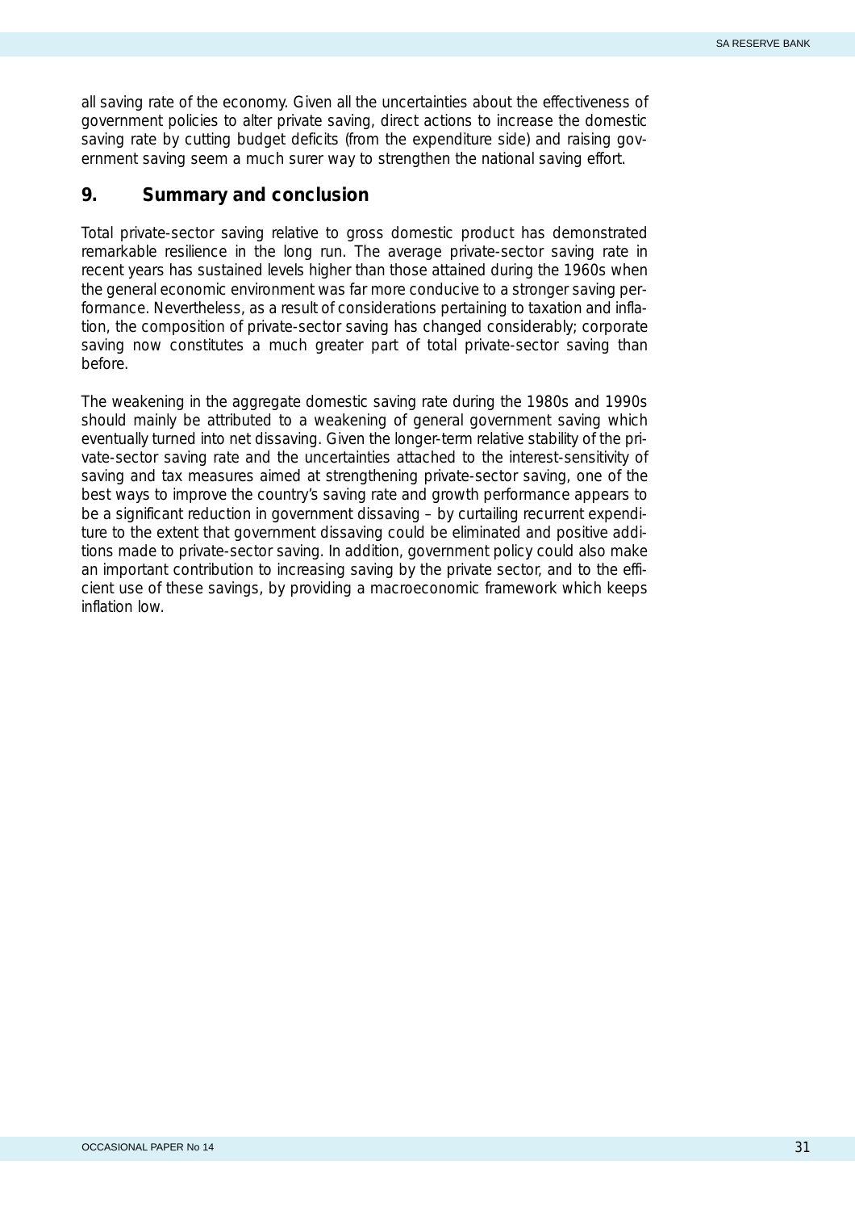all saving rate of the economy. Given all the uncertainties about the effectiveness of government policies to alter private saving, direct actions to increase the domestic saving rate by cutting budget deficits (from the expenditure side) and raising government saving seem a much surer way to strengthen the national saving effort.

## 9. Summary and conclusion

Total private-sector saving relative to gross domestic product has demonstrated remarkable resilience in the long run. The average private-sector saving rate in recent years has sustained levels higher than those attained during the 1960s when the general economic environment was far more conducive to a stronger saving performance. Nevertheless, as a result of considerations pertaining to taxation and inflation, the composition of private-sector saving has changed considerably; corporate saving now constitutes a much greater part of total private-sector saving than before.

The weakening in the aggregate domestic saving rate during the 1980s and 1990s should mainly be attributed to a weakening of general government saving which eventually turned into net dissaving. Given the longer-term relative stability of the private-sector saving rate and the uncertainties attached to the interest-sensitivity of saving and tax measures aimed at strengthening private-sector saving, one of the best ways to improve the country's saving rate and growth performance appears to be a significant reduction in government dissaving – by curtailing recurrent expenditure to the extent that government dissaving could be eliminated and positive additions made to private-sector saving. In addition, government policy could also make an important contribution to increasing saving by the private sector, and to the efficient use of these savings, by providing a macroeconomic framework which keeps inflation low.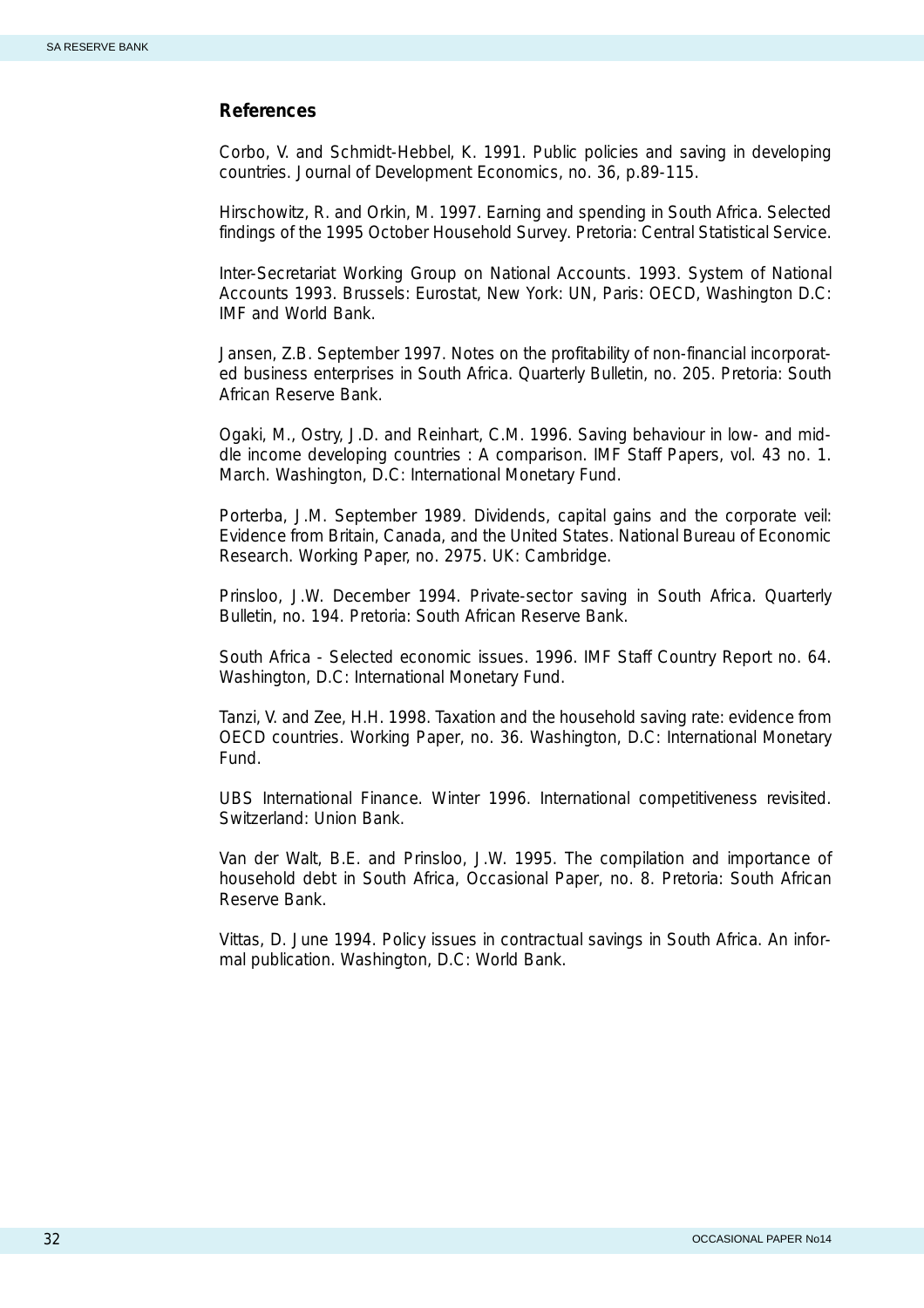## References

Corbo, V. and Schmidt-Hebbel, K. 1991. Public policies and saving in developing countries. Journal of Development Economics, no. 36, p.89-115.

Hirschowitz, R. and Orkin, M. 1997. Earning and spending in South Africa. Selected findings of the 1995 October Household Survey. Pretoria: Central Statistical Service.

Inter-Secretariat Working Group on National Accounts. 1993. System of National Accounts 1993. Brussels: Eurostat, New York: UN, Paris: OECD, Washington D.C: IMF and World Bank.

Jansen, Z.B. September 1997. Notes on the profitability of non-financial incorporated business enterprises in South Africa. Quarterly Bulletin, no. 205. Pretoria: South African Reserve Bank.

Ogaki, M., Ostry, J.D. and Reinhart, C.M. 1996. Saving behaviour in low- and middle income developing countries : A comparison. IMF Staff Papers, vol. 43 no. 1. March. Washington, D.C: International Monetary Fund.

Porterba, J.M. September 1989. Dividends, capital gains and the corporate veil: Evidence from Britain, Canada, and the United States. National Bureau of Economic Research. Working Paper, no. 2975. UK: Cambridge.

Prinsloo, J.W. December 1994. Private-sector saving in South Africa. Quarterly Bulletin, no. 194. Pretoria: South African Reserve Bank.

South Africa - Selected economic issues. 1996. IMF Staff Country Report no. 64. Washington, D.C: International Monetary Fund.

Tanzi, V. and Zee, H.H. 1998. Taxation and the household saving rate: evidence from OECD countries. Working Paper, no. 36. Washington, D.C: International Monetary Fund.

UBS International Finance. Winter 1996. International competitiveness revisited. Switzerland: Union Bank.

Van der Walt, B.E. and Prinsloo, J.W. 1995. The compilation and importance of household debt in South Africa, Occasional Paper, no. 8. Pretoria: South African Reserve Bank.

Vittas, D. June 1994. Policy issues in contractual savings in South Africa. An informal publication. Washington, D.C: World Bank.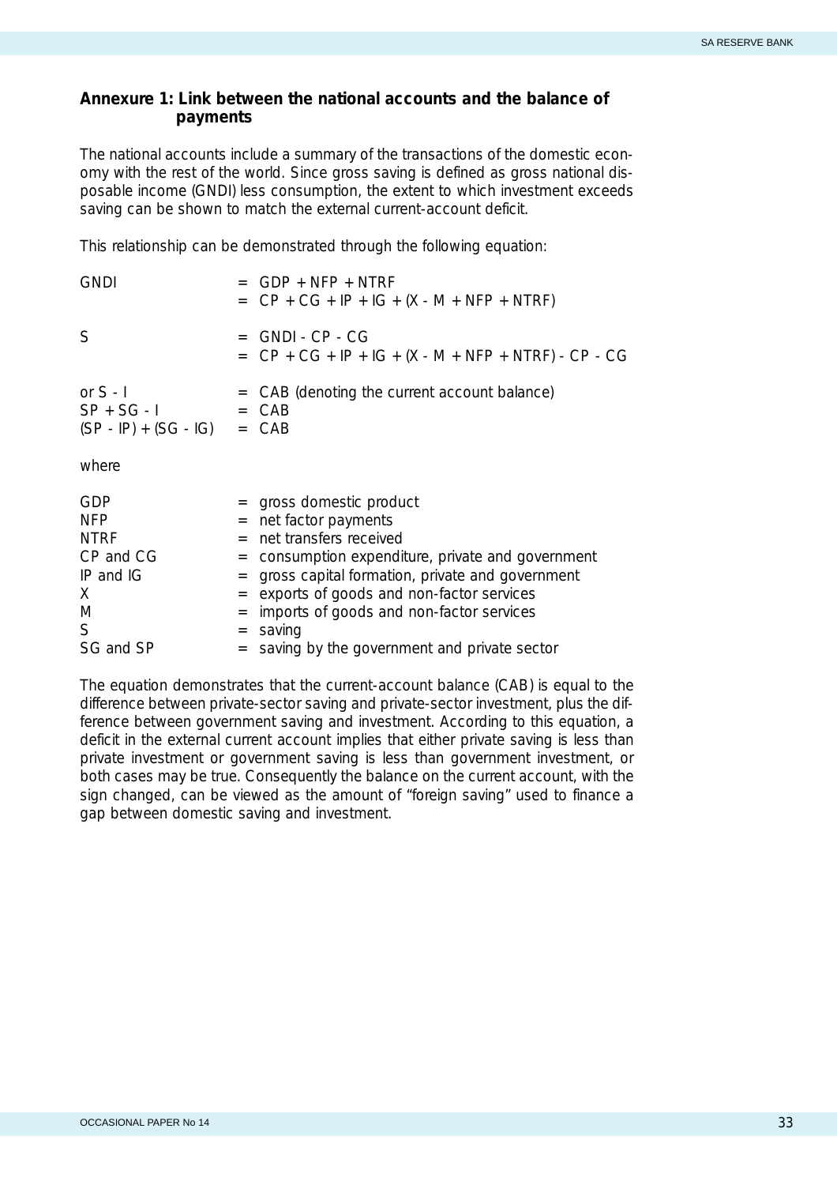## Annexure 1: Link between the national accounts and the balance of payments

The national accounts include a summary of the transactions of the domestic economy with the rest of the world. Since gross saving is defined as gross national disposable income (GNDI) less consumption, the extent to which investment exceeds saving can be shown to match the external current-account deficit.

This relationship can be demonstrated through the following equation:

$$
\begin{aligned}
GNDI &= GDP + NFP + NTRF \\
&= CP + CG + IP + IG + (X - M + NFP + NTRF)
\end{aligned}
$$

$$
\begin{aligned}
S &= GNDI - CP - CG \\
&= CP + CG + IP + IG + (X - M + NFP + NTRF) - CP - CG
\end{aligned}
$$

$$
\begin{aligned}
\text{or } S - I &= CAB \text{ (denoting the current account balance)} \\
SP + SG - I &= CAB \\
(SP - IP) + (SG - IG) &= CAB
\end{aligned}
$$

where

| | | |
|---|---|---|
| GDP | = | gross domestic product |
| NFP | = | net factor payments |
| NTRF | = | net transfers received |
| CP and CG | = | consumption expenditure, private and government |
| IP and IG | = | gross capital formation, private and government |
| X | = | exports of goods and non-factor services |
| M | = | imports of goods and non-factor services |
| S | = | saving |
| SG and SP | = | saving by the government and private sector |

The equation demonstrates that the current-account balance (CAB) is equal to the difference between private-sector saving and private-sector investment, plus the difference between government saving and investment. According to this equation, a deficit in the external current account implies that either private saving is less than private investment or government saving is less than government investment, or both cases may be true. Consequently the balance on the current account, with the sign changed, can be viewed as the amount of "foreign saving" used to finance a gap between domestic saving and investment.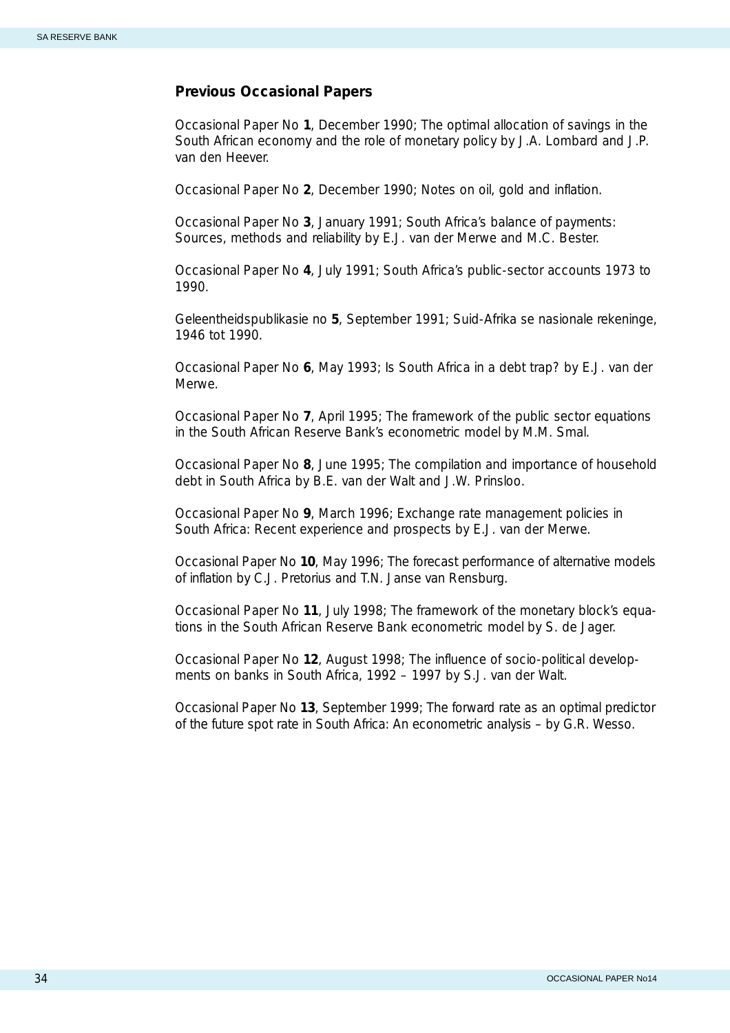## Previous Occasional Papers

Occasional Paper No **1**, December 1990; The optimal allocation of savings in the South African economy and the role of monetary policy by J.A. Lombard and J.P. van den Heever.

Occasional Paper No **2**, December 1990; Notes on oil, gold and inflation.

Occasional Paper No **3**, January 1991; South Africa's balance of payments: Sources, methods and reliability by E.J. van der Merwe and M.C. Bester.

Occasional Paper No **4**, July 1991; South Africa's public-sector accounts 1973 to 1990.

Geleentheidspublikasie no **5**, September 1991; Suid-Afrika se nasionale rekeninge, 1946 tot 1990.

Occasional Paper No **6**, May 1993; Is South Africa in a debt trap? by E.J. van der Merwe.

Occasional Paper No **7**, April 1995; The framework of the public sector equations in the South African Reserve Bank's econometric model by M.M. Smal.

Occasional Paper No **8**, June 1995; The compilation and importance of household debt in South Africa by B.E. van der Walt and J.W. Prinsloo.

Occasional Paper No **9**, March 1996; Exchange rate management policies in South Africa: Recent experience and prospects by E.J. van der Merwe.

Occasional Paper No **10**, May 1996; The forecast performance of alternative models of inflation by C.J. Pretorius and T.N. Janse van Rensburg.

Occasional Paper No **11**, July 1998; The framework of the monetary block's equations in the South African Reserve Bank econometric model by S. de Jager.

Occasional Paper No **12**, August 1998; The influence of socio-political developments on banks in South Africa, 1992 – 1997 by S.J. van der Walt.

Occasional Paper No **13**, September 1999; The forward rate as an optimal predictor of the future spot rate in South Africa: An econometric analysis – by G.R. Wesso.